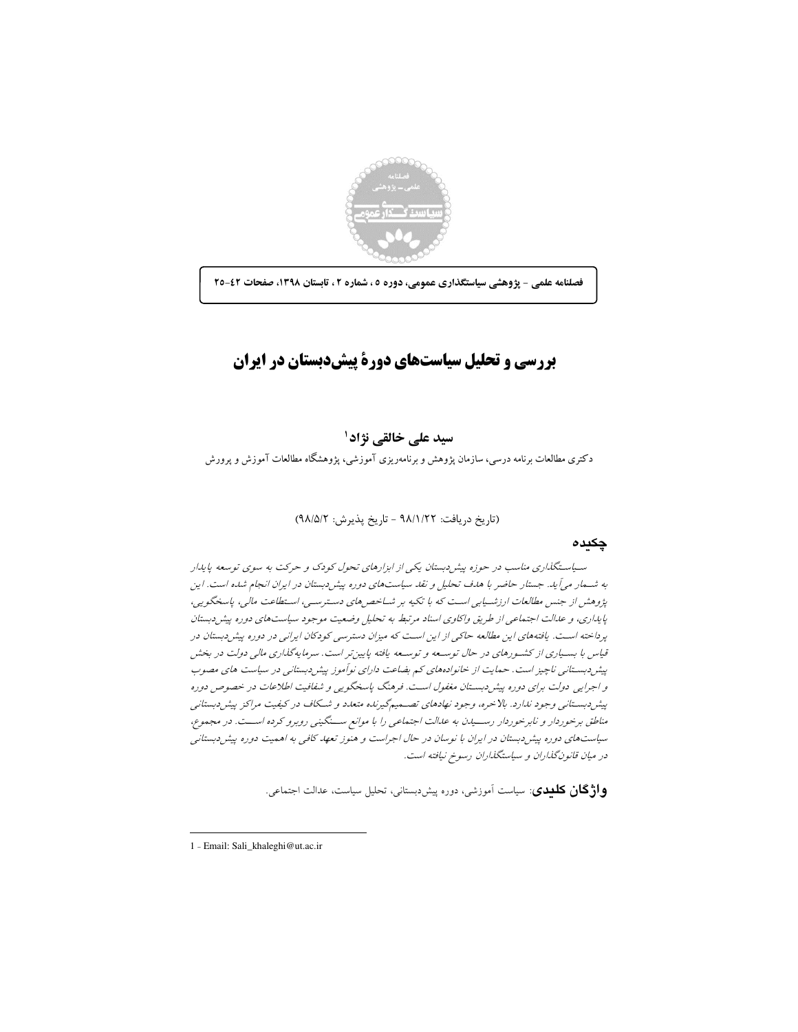فصلنامه علمی - پژوهشی سیاستگذاری عمومی، دوره ۵ ، شماره ۲ ، تابستان ۱۳۹۸، صفحات ۴۲-۲۵

# بررسی و تحلیل سیاست‌های دورهٔ پیش‌دبستان در ایران

**سید علی خالقی نژاد**[1]

دکتری مطالعات برنامه درسی، سازمان پژوهش و برنامه‌ریزی آموزشی، پژوهشگاه مطالعات آموزش و پرورش

(تاریخ دریافت: ۹۸/۱/۲۲ - تاریخ پذیرش: ۹۸/۵/۲)

## چکیده

*سیاستگذاری مناسب در حوزه پیش‌دبستان یکی از ابزارهای تحول کودک و حرکت به سوی توسعه پایدار به شمار می‌آید. جستار حاضر با هدف تحلیل و نقد سیاست‌های دوره پیش‌دبستان در ایران انجام شده است. این پژوهش از جنس مطالعات ارزشیابی است که با تکیه بر شاخص‌های دسترسی، استطاعت مالی، پاسخگویی، پایداری، و عدالت اجتماعی از طریق واکاوی اسناد مرتبط به تحلیل وضعیت موجود سیاست‌های دوره پیش‌دبستان پرداخته است. یافته‌های این مطالعه حاکی از این است که میزان دسترسی کودکان ایرانی در دوره پیش‌دبستان در قیاس با بسیاری از کشورهای در حال توسعه و توسعه یافته پایین‌تر است. سرمایه‌گذاری مالی دولت در بخش پیش‌دبستانی ناچیز است. حمایت از خانواده‌های کم بضاعت دارای نوآموز پیش‌دبستانی در سیاست های مصوب و اجرایی دولت برای دوره پیش‌دبستان مغفول است. فرهنگ پاسخگویی و شفافیت اطلاعات در خصوص دوره پیش‌دبستانی وجود ندارد. بالاخره، وجود نهادهای تصمیم‌گیرنده متعدد و شکاف در کیفیت مراکز پیش‌دبستانی مناطق برخوردار و نابرخوردار رسیدن به عدالت اجتماعی را با موانع سنگینی روبرو کرده است. در مجموع، سیاست‌های دوره پیش‌دبستان در ایران با نوسان در حال اجراست و هنوز تعهد کافی به اهمیت دوره پیش‌دبستانی در میان قانون‌گذاران و سیاستگذاران رسوخ نیافته است.*

**واژگان کلیدی**: سیاست آموزشی، دوره پیش‌دبستانی، تحلیل سیاست، عدالت اجتماعی.

---

1 - Email: Sali_khaleghi@ut.ac.ir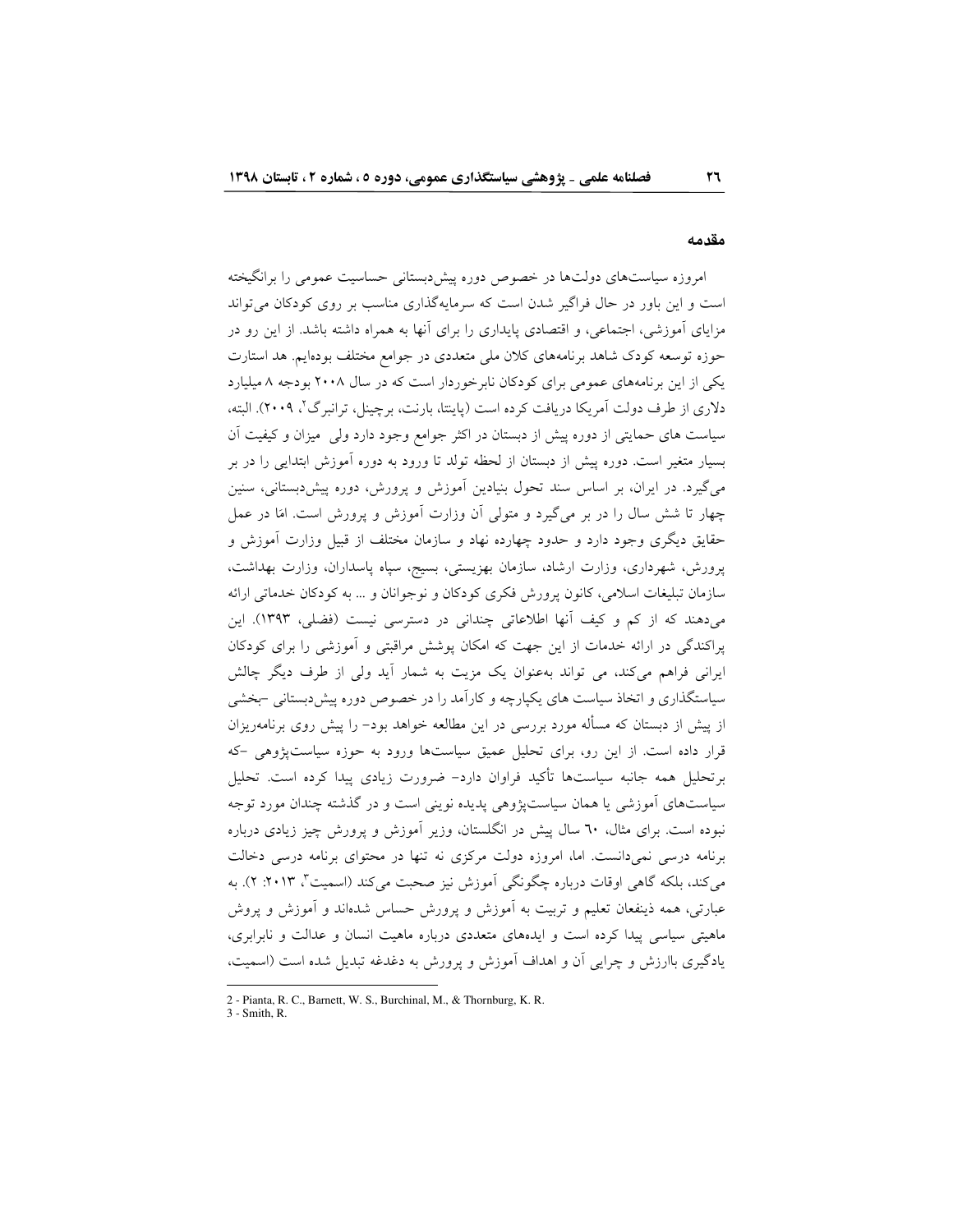## مقدمه

امروزه سیاست‌های دولت‌ها در خصوص دوره پیش‌دبستانی حساسیت عمومی را برانگیخته است و این باور در حال فراگیر شدن است که سرمایه‌گذاری مناسب بر روی کودکان می‌تواند مزایای آموزشی، اجتماعی، و اقتصادی پایداری را برای آنها به همراه داشته باشد. از این رو در حوزه توسعه کودک شاهد برنامه‌های کلان ملی متعددی در جوامع مختلف بوده‌ایم. هد استارت یکی از این برنامه‌های عمومی برای کودکان نابرخوردار است که در سال ۲۰۰۸ بودجه ۸ میلیارد دلاری از طرف دولت آمریکا دریافت کرده است (پاینتا، بارنت، برچینل، ترانبرگ[2]، ۲۰۰۹). البته، سیاست های حمایتی از دوره پیش از دبستان در اکثر جوامع وجود دارد ولی میزان و کیفیت آن بسیار متغیر است. دوره پیش از دبستان از لحظه تولد تا ورود به دوره آموزش ابتدایی را در بر می‌گیرد. در ایران، بر اساس سند تحول بنیادین آموزش و پرورش، دوره پیش‌دبستانی، سنین چهار تا شش سال را در بر می‌گیرد و متولی آن وزارت آموزش و پرورش است. امّا در عمل حقایق دیگری وجود دارد و حدود چهارده نهاد و سازمان مختلف از قبیل وزارت آموزش و پرورش، شهرداری، وزارت ارشاد، سازمان بهزیستی، بسیج، سپاه پاسداران، وزارت بهداشت، سازمان تبلیغات اسلامی، کانون پرورش فکری کودکان و نوجوانان و ... به کودکان خدماتی ارائه می‌دهند که از کم و کیف آنها اطلاعاتی چندانی در دسترسی نیست (فضلی، ۱۳۹۳). این پراکندگی در ارائه خدمات از این جهت که امکان پوشش مراقبتی و آموزشی را برای کودکان ایرانی فراهم می‌کند، می تواند به‌عنوان یک مزیت به شمار آید ولی از طرف دیگر چالش سیاستگذاری و اتخاذ سیاست های یکپارچه و کارآمد را در خصوص دوره پیش‌دبستانی –بخشی از پیش از دبستان که مسأله مورد بررسی در این مطالعه خواهد بود– را پیش روی برنامه‌ریزان قرار داده است. از این رو، برای تحلیل عمیق سیاست‌ها ورود به حوزه سیاست‌پژوهی –که برتحلیل همه جانبه سیاست‌ها تأکید فراوان دارد– ضرورت زیادی پیدا کرده است. تحلیل سیاست‌های آموزشی یا همان سیاست‌پژوهی پدیده نوینی است و در گذشته چندان مورد توجه نبوده است. برای مثال، ٦٠ سال پیش در انگلستان، وزیر آموزش و پرورش چیز زیادی درباره برنامه درسی نمی‌دانست. اما، امروزه دولت مرکزی نه تنها در محتوای برنامه درسی دخالت می‌کند، بلکه گاهی اوقات درباره چگونگی آموزش نیز صحبت می‌کند (اسمیت[3]، ۲۰۱۳: ۲). به عبارتی، همه ذینفعان تعلیم و تربیت به آموزش و پرورش حساس شده‌اند و آموزش و پروش ماهیتی سیاسی پیدا کرده است و ایده‌های متعددی درباره ماهیت انسان و عدالت و نابرابری، یادگیری باارزش و چرایی آن و اهداف آموزش و پرورش به دغدغه تبدیل شده است (اسمیت،

---

2 - Pianta, R. C., Barnett, W. S., Burchinal, M., & Thornburg, K. R.

3 - Smith, R.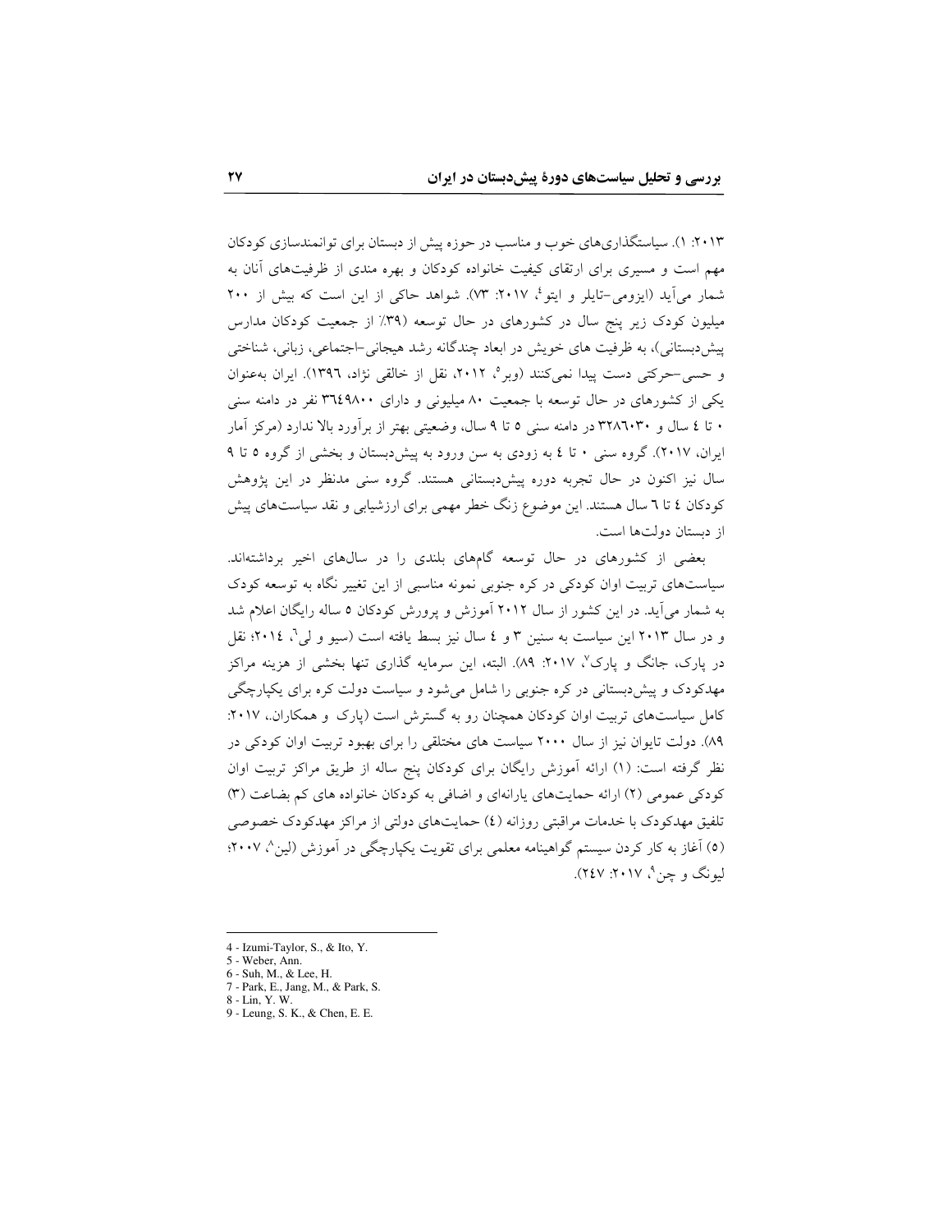۲۰۱۳: ۱). سیاستگذاری‌های خوب و مناسب در حوزه پیش از دبستان برای توانمندسازی کودکان مهم است و مسیری برای ارتقای کیفیت خانواده کودکان و بهره مندی از ظرفیت‌های آنان به شمار می‌آید (ایزومی–تایلر و ایتو[4]، ۲۰۱۷: ۷۳). شواهد حاکی از این است که بیش از ۲۰۰ میلیون کودک زیر پنج سال در کشورهای در حال توسعه (۳۹٪ از جمعیت کودکان مدارس پیش‌دبستانی)، به ظرفیت های خویش در ابعاد چندگانه رشد هیجانی–اجتماعی، زبانی، شناختی و حسی–حرکتی دست پیدا نمی‌کنند (وبر[5]، ۲۰۱۲، نقل از خالقی نژاد، ۱۳۹۶). ایران به‌عنوان یکی از کشورهای در حال توسعه با جمعیت ۸۰ میلیونی و دارای ۳۶٤۹۸۰۰ نفر در دامنه سنی ۰ تا ٤ سال و ۳۲۸٦۰۳۰ در دامنه سنی ۵ تا ۹ سال، وضعیتی بهتر از برآورد بالا ندارد (مرکز آمار ایران، ۲۰۱۷). گروه سنی ۰ تا ٤ به زودی به سن ورود به پیش‌دبستان و بخشی از گروه ۵ تا ۹ سال نیز اکنون در حال تجربه دوره پیش‌دبستانی هستند. گروه سنی مدنظر در این پژوهش کودکان ٤ تا ٦ سال هستند. این موضوع زنگ خطر مهمی برای ارزشیابی و نقد سیاست‌های پیش از دبستان دولت‌ها است.

بعضی از کشورهای در حال توسعه گام‌های بلندی را در سال‌های اخیر برداشته‌اند. سیاست‌های تربیت اوان کودکی در کره جنوبی نمونه مناسبی از این تغییر نگاه به توسعه کودک به شمار می‌آید. در این کشور از سال ۲۰۱۲ آموزش و پرورش کودکان ۵ ساله رایگان اعلام شد و در سال ۲۰۱۳ این سیاست به سنین ۳ و ٤ سال نیز بسط یافته است (سیو و لی[6]، ۲۰۱٤؛ نقل در پارک، جانگ و پارک[7]، ۲۰۱۷: ۸۹). البته، این سرمایه گذاری تنها بخشی از هزینه مراکز مهدکودک و پیش‌دبستانی در کره جنوبی را شامل می‌شود و سیاست دولت کره برای یکپارچگی کامل سیاست‌های تربیت اوان کودکان همچنان رو به گسترش است (پارک و همکاران، ۲۰۱۷: ۸۹). دولت تایوان نیز از سال ۲۰۰۰ سیاست های مختلفی را برای بهبود تربیت اوان کودکی در نظر گرفته است: (۱) ارائه آموزش رایگان برای کودکان پنج ساله از طریق مراکز تربیت اوان کودکی عمومی (۲) ارائه حمایت‌های یارانه‌ای و اضافی به کودکان خانواده های کم بضاعت (۳) تلفیق مهدکودک با خدمات مراقبتی روزانه (٤) حمایت‌های دولتی از مراکز مهدکودک خصوصی (۵) آغاز به کار کردن سیستم گواهینامه معلمی برای تقویت یکپارچگی در آموزش (لین[8]، ۲۰۰۷؛ لیونگ و چن[9]، ۲۰۱۷: ۲٤۷).

---

4 - Izumi-Taylor, S., & Ito, Y.
5 - Weber, Ann.
6 - Suh, M., & Lee, H.
7 - Park, E., Jang, M., & Park, S.
8 - Lin, Y. W.
9 - Leung, S. K., & Chen, E. E.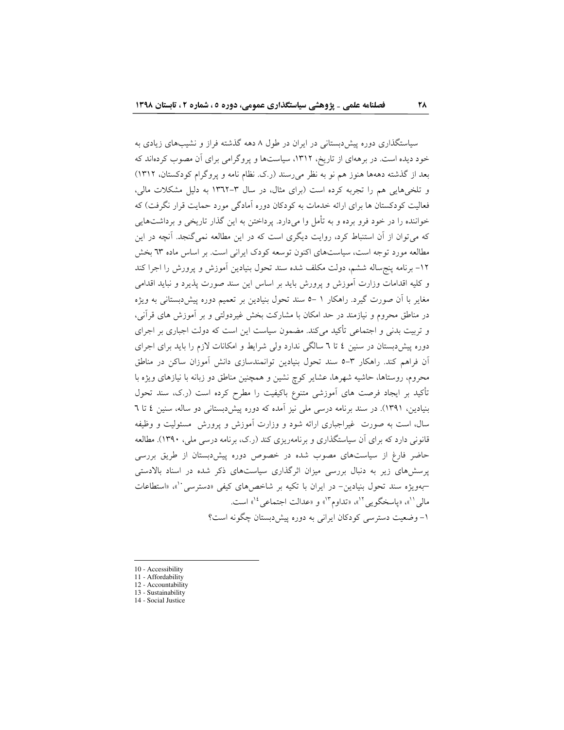سیاستگذاری دوره پیش‌دبستانی در ایران در طول ۸ دهه گذشته فراز و نشیب‌های زیادی به خود دیده است. در برهه‌ای از تاریخ، ۱۳۱۲، سیاست‌ها و پروگرامی برای آن مصوب کرده‌اند که بعد از گذشته دهه‌ها هنوز هم نو به نظر می‌رسند (ر.ک. نظام نامه و پروگرام کودکستان، ۱۳۱۲) و تلخی‌هایی هم را تجربه کرده است (برای مثال، در سال ۳-۱۳٦۲ به دلیل مشکلات مالی، فعالیت کودکستان ها برای ارائه خدمات به کودکان دوره آمادگی مورد حمایت قرار نگرفت) که خواننده را در خود فرو برده و به تأمل وا می‌دارد. پرداختن به این گذار تاریخی و برداشت‌هایی که می‌توان از آن استنباط کرد، روایت دیگری است که در این مطالعه نمی‌گنجد. آنچه در این مطالعه مورد توجه است، سیاست‌های اکنون توسعه کودک ایرانی است. بر اساس ماده ٦۳ بخش ۱۲- برنامه پنج‌ساله ششم، دولت مکلف شده سند تحول بنیادین آموزش و پرورش را اجرا کند و کلیه اقدامات وزارت آموزش و پرورش باید بر اساس این سند صورت پذیرد و نباید اقدامی مغایر با آن صورت گیرد. راهکار ۱ -۵ سند تحول بنیادین بر تعمیم دوره پیش‌دبستانی به ویژه در مناطق محروم و نیازمند در حد امکان با مشارکت بخش غیردولتی و بر آموزش های قرآنی، و تربیت بدنی و اجتماعی تأکید می‌کند. مضمون سیاست این است که دولت اجباری بر اجرای دوره پیش‌دبستان در سنین ٤ تا ٦ سالگی ندارد ولی شرایط و امکانات لازم را باید برای اجرای آن فراهم کند. راهکار ۳-۵ سند تحول بنیادین توانمندسازی دانش آموزان ساکن در مناطق محروم، روستاها، حاشیه شهرها، عشایر کوچ نشین و همچنین مناطق دو زبانه با نیازهای ویژه با تأکید بر ایجاد فرصت های آموزشی متنوع باکیفیت را مطرح کرده است (ر.ک، سند تحول بنیادین، ۱۳۹۱). در سند برنامه درسی ملی نیز آمده که دوره پیش‌دبستانی دو ساله، سنین ٤ تا ٦ سال، است به صورت غیراجباری ارائه شود و وزارت آموزش و پرورش مسئولیت و وظیفه قانونی دارد که برای آن سیاستگذاری و برنامه‌ریزی کند (ر.ک، برنامه درسی ملی، ۱۳۹۰). مطالعه حاضر فارغ از سیاست‌های مصوب شده در خصوص دوره پیش‌دبستان از طریق بررسی پرسش‌های زیر به دنبال بررسی میزان اثرگذاری سیاست‌های ذکر شده در اسناد بالادستی –به‌ویژه سند تحول بنیادین– در ایران با تکیه بر شاخص‌های کیفی «دسترسی[10]»، «استطاعات مالی[11]»، «پاسخگویی[12]»، «تداوم[13]» و «عدالت اجتماعی[14]» است.

۱- وضعیت دسترسی کودکان ایرانی به دوره پیش‌دبستان چگونه است؟

---

10 - Accessibility
11 - Affordability
12 - Accountability
13 - Sustainability
14 - Social Justice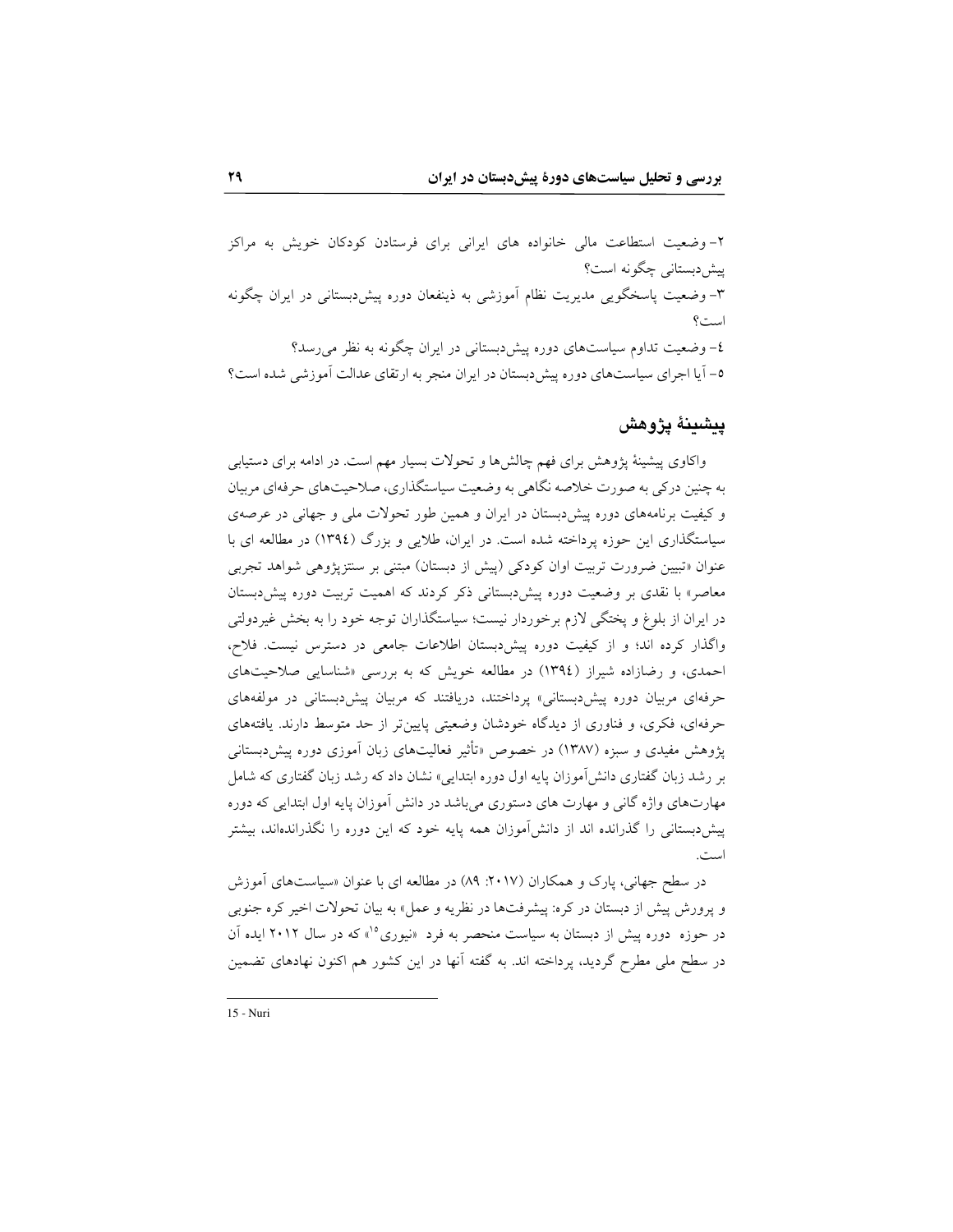۲- وضعیت استطاعت مالی خانواده های ایرانی برای فرستادن کودکان خویش به مراکز پیش‌دبستانی چگونه است؟

۳- وضعیت پاسخگویی مدیریت نظام آموزشی به ذینفعان دوره پیش‌دبستانی در ایران چگونه است؟

٤- وضعیت تداوم سیاست‌های دوره پیش‌دبستانی در ایران چگونه به نظر می‌رسد؟

٥- آیا اجرای سیاست‌های دوره پیش‌دبستان در ایران منجر به ارتقای عدالت آموزشی شده است؟

## پیشینهٔ پژوهش

واکاوی پیشینهٔ پژوهش برای فهم چالش‌ها و تحولات بسیار مهم است. در ادامه برای دستیابی به چنین درکی به صورت خلاصه نگاهی به وضعیت سیاستگذاری، صلاحیت‌های حرفه‌ای مربیان و کیفیت برنامه‌های دوره پیش‌دبستان در ایران و همین طور تحولات ملی و جهانی در عرصه‌ی سیاستگذاری این حوزه پرداخته شده است. در ایران، طلایی و بزرگ (١٣٩٤) در مطالعه ای با عنوان «تبیین ضرورت تربیت اوان کودکی (پیش از دبستان) مبتنی بر سنتزپژوهی شواهد تجربی معاصر» با نقدی بر وضعیت دوره پیش‌دبستانی ذکر کردند که اهمیت تربیت دوره پیش‌دبستان در ایران از بلوغ و پختگی لازم برخوردار نیست؛ سیاستگذاران توجه خود را به بخش غیردولتی واگذار کرده اند؛ و از کیفیت دوره پیش‌دبستان اطلاعات جامعی در دسترس نیست. فلاح، احمدی، و رضازاده شیراز (١٣٩٤) در مطالعه خویش که به بررسی «شناسایی صلاحیت‌های حرفه‌ای مربیان دوره پیش‌دبستانی» پرداختند، دریافتند که مربیان پیش‌دبستانی در مولفه‌های حرفه‌ای، فکری، و فناوری از دیدگاه خودشان وضعیتی پایین‌تر از حد متوسط دارند. یافته‌های پژوهش مفیدی و سبزه (١٣٨٧) در خصوص «تأثیر فعالیت‌های زبان آموزی دوره پیش‌دبستانی بر رشد زبان گفتاری دانش‌آموزان پایه اول دوره ابتدایی» نشان داد که رشد زبان گفتاری که شامل مهارت‌های واژه گانی و مهارت های دستوری می‌باشد در دانش آموزان پایه اول ابتدایی که دوره پیش‌دبستانی را گذرانده اند از دانش‌آموزان همه پایه خود که این دوره را نگذرانده‌اند، بیشتر است.

در سطح جهانی، پارک و همکاران (٢٠١٧: ٨٩) در مطالعه ای با عنوان «سیاست‌های آموزش و پرورش پیش از دبستان در کره: پیشرفت‌ها در نظریه و عمل» به بیان تحولات اخیر کره جنوبی در حوزه دوره پیش از دبستان به سیاست منحصر به فرد «نیوری[15]» که در سال ٢٠١٢ ایده آن در سطح ملی مطرح گردید، پرداخته اند. به گفته آنها در این کشور هم اکنون نهادهای تضمین

15 - Nuri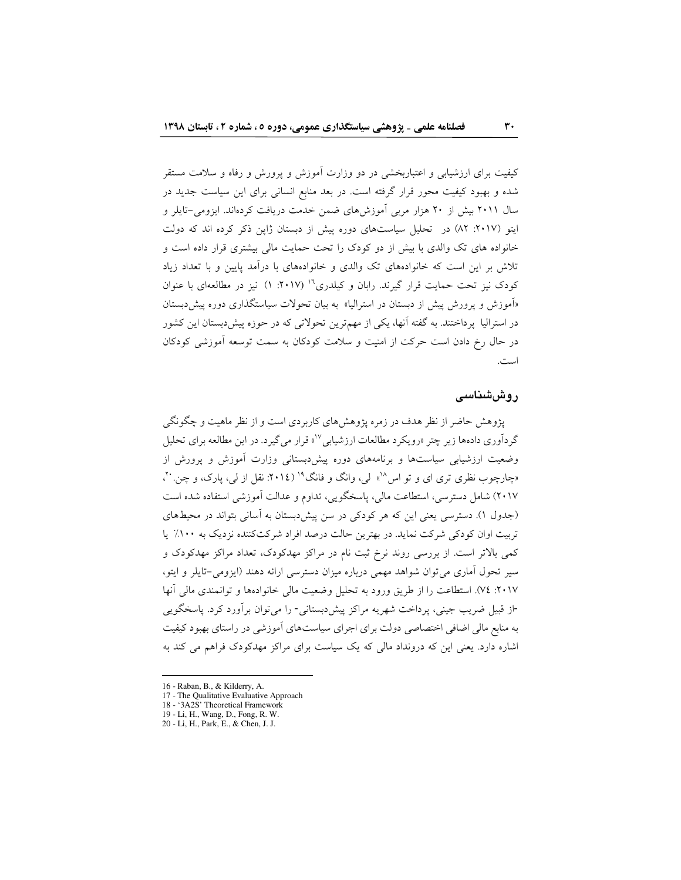کیفیت برای ارزشیابی و اعتباربخشی در دو وزارت آموزش و پرورش و رفاه و سلامت مستقر شده و بهبود کیفیت محور قرار گرفته است. در بعد منابع انسانی برای این سیاست جدید در سال ۲۰۱۱ بیش از ۲۰ هزار مربی آموزش‌های ضمن خدمت دریافت کرده‌اند. ایزومی–تایلر و ایتو (۲۰۱۷: ۸۲) در تحلیل سیاست‌های دوره پیش از دبستان ژاپن ذکر کرده اند که دولت خانواده های تک والدی با بیش از دو کودک را تحت حمایت مالی بیشتری قرار داده است و تلاش بر این است که خانواده‌های تک والدی و خانواده‌های با درآمد پایین و با تعداد زیاد کودک نیز تحت حمایت قرار گیرند. رابان و کیلدری[۱۶] (۲۰۱۷: ۱) نیز در مطالعه‌ای با عنوان «آموزش و پرورش پیش از دبستان در استرالیا» به بیان تحولات سیاستگذاری دوره پیش‌دبستان در استرالیا پرداختند. به گفته آنها، یکی از مهم‌ترین تحولاتی که در حوزه پیش‌دبستان این کشور در حال رخ دادن است حرکت از امنیت و سلامت کودکان به سمت توسعه آموزشی کودکان است.

## روش‌شناسی

پژوهش حاضر از نظر هدف در زمره پژوهش‌های کاربردی است و از نظر ماهیت و چگونگی گردآوری داده‌ها زیر چتر «رویکرد مطالعات ارزشیابی[۱۷]» قرار می‌گیرد. در این مطالعه برای تحلیل وضعیت ارزشیابی سیاست‌ها و برنامه‌های دوره پیش‌دبستانی وزارت آموزش و پرورش از «چارچوب نظری تری ای و تو اس[۱۸]» لی، وانگ و فانگ[۱۹] (۲۰۱٤: نقل از لی، پارک، و چن.[۲۰]، ۲۰۱۷) شامل دسترسی، استطاعت مالی، پاسخگویی، تداوم و عدالت آموزشی استفاده شده است (جدول ۱). دسترسی یعنی این که هر کودکی در سن پیش‌دبستان به آسانی بتواند در محیط‌های تربیت اوان کودکی شرکت نماید. در بهترین حالت درصد افراد شرکت‌کننده نزدیک به ۱۰۰٪ یا کمی بالاتر است. از بررسی روند نرخ ثبت نام در مراکز مهدکودک، تعداد مراکز مهدکودک و سیر تحول آماری می‌توان شواهد مهمی درباره میزان دسترسی ارائه دهند (ایزومی–تایلر و ایتو، ۲۰۱۷: ۷٤). استطاعت را از طریق ورود به تحلیل وضعیت مالی خانواده‌ها و توانمندی مالی آنها -از قبیل ضریب جینی، پرداخت شهریه مراکز پیش‌دبستانی- را می‌توان برآورد کرد. پاسخگویی به منابع مالی اضافی اختصاصی دولت برای اجرای سیاست‌های آموزشی در راستای بهبود کیفیت اشاره دارد. یعنی این که درونداد مالی که یک سیاست برای مراکز مهدکودک فراهم می کند به

---

16 - Raban, B., & Kilderry, A.
17 - The Qualitative Evaluative Approach
18 - '3A2S' Theoretical Framework
19 - Li, H., Wang, D., Fong, R. W.
20 - Li, H., Park, E., & Chen, J. J.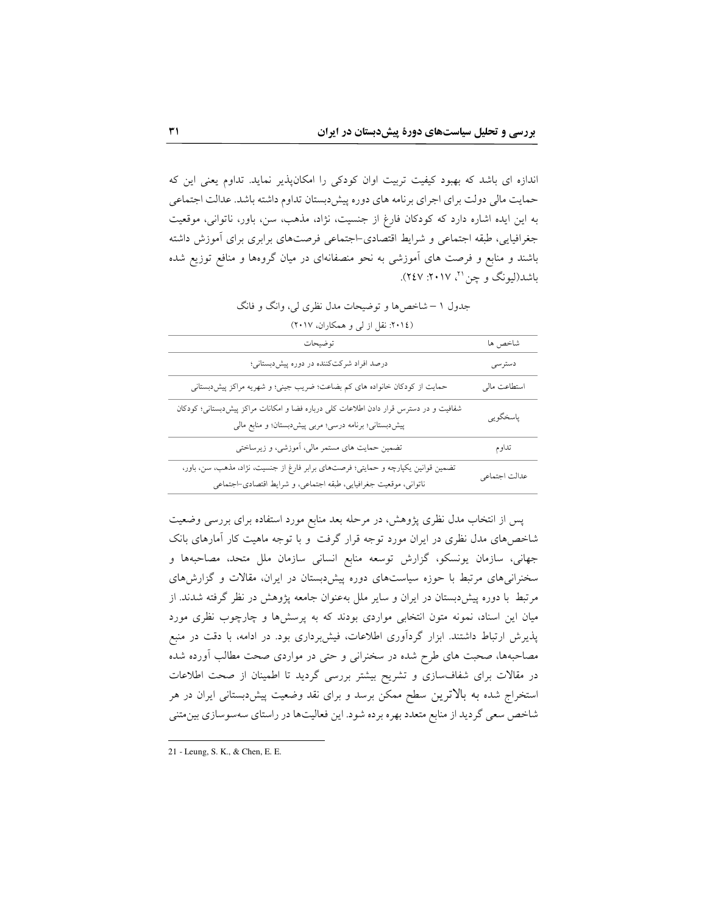اندازه ای باشد که بهبود کیفیت تربیت اوان کودکی را امکان‌پذیر نماید. تداوم یعنی این که حمایت مالی دولت برای اجرای برنامه های دوره پیش‌دبستان تداوم داشته باشد. عدالت اجتماعی به این ایده اشاره دارد که کودکان فارغ از جنسیت، نژاد، مذهب، سن، باور، ناتوانی، موقعیت جغرافیایی، طبقه اجتماعی و شرایط اقتصادی-اجتماعی فرصت‌های برابری برای آموزش داشته باشند و منابع و فرصت های آموزشی به نحو منصفانه‌ای در میان گروه‌ها و منافع توزیع شده باشد(لیونگ و چن[21]، ۲۰۱۷: ۲٤۷).

جدول ۱ – شاخص‌ها و توضیحات مدل نظری لی، وانگ و فانگ

(۲۰۱٤: نقل از لی و همکاران، ۲۰۱۷)

| شاخص ها | توضیحات |
|---|---|
| دسترسی | درصد افراد شرکت‌کننده در دوره پیش‌دبستانی؛ |
| استطاعت مالی | حمایت از کودکان خانواده های کم بضاعت؛ ضریب جینی؛ و شهریه مراکز پیش‌دبستانی |
| پاسخگویی | شفافیت و در دسترس قرار دادن اطلاعات کلی درباره فضا و امکانات مراکز پیش‌دبستانی؛ کودکان پیش‌دبستانی؛ برنامه درسی؛ مربی پیش‌دبستان؛ و منابع مالی |
| تداوم | تضمین حمایت های مستمر مالی، آموزشی، و زیرساختی |
| عدالت اجتماعی | تضمین قوانین یکپارچه و حمایتی؛ فرصت‌های برابر فارغ از جنسیت، نژاد، مذهب، سن، باور، ناتوانی، موقعیت جغرافیایی، طبقه اجتماعی، و شرایط اقتصادی-اجتماعی |

پس از انتخاب مدل نظری پژوهش، در مرحله بعد منابع مورد استفاده برای بررسی وضعیت شاخص‌های مدل نظری در ایران مورد توجه قرار گرفت و با توجه ماهیت کار آمارهای بانک جهانی، سازمان یونسکو، گزارش توسعه منابع انسانی سازمان ملل متحد، مصاحبه‌ها و سخنرانی‌های مرتبط با حوزه سیاست‌های دوره پیش‌دبستان در ایران، مقالات و گزارش‌های مرتبط با دوره پیش‌دبستان در ایران و سایر ملل به‌عنوان جامعه پژوهش در نظر گرفته شدند. از میان این اسناد، نمونه متون انتخابی مواردی بودند که به پرسش‌ها و چارچوب نظری مورد پذیرش ارتباط داشتند. ابزار گردآوری اطلاعات، فیش‌برداری بود. در ادامه، با دقت در منبع مصاحبه‌ها، صحبت های طرح شده در سخنرانی و حتی در مواردی صحت مطالب آورده شده در مقالات برای شفاف‌سازی و تشریح بیشتر بررسی گردید تا اطمینان از صحت اطلاعات استخراج شده به بالاترین سطح ممکن برسد و برای نقد وضعیت پیش‌دبستانی ایران در هر شاخص سعی گردید از منابع متعدد بهره برده شود. این فعالیت‌ها در راستای سه‌سوسازی بین‌متنی

21 - Leung, S. K., & Chen, E. E.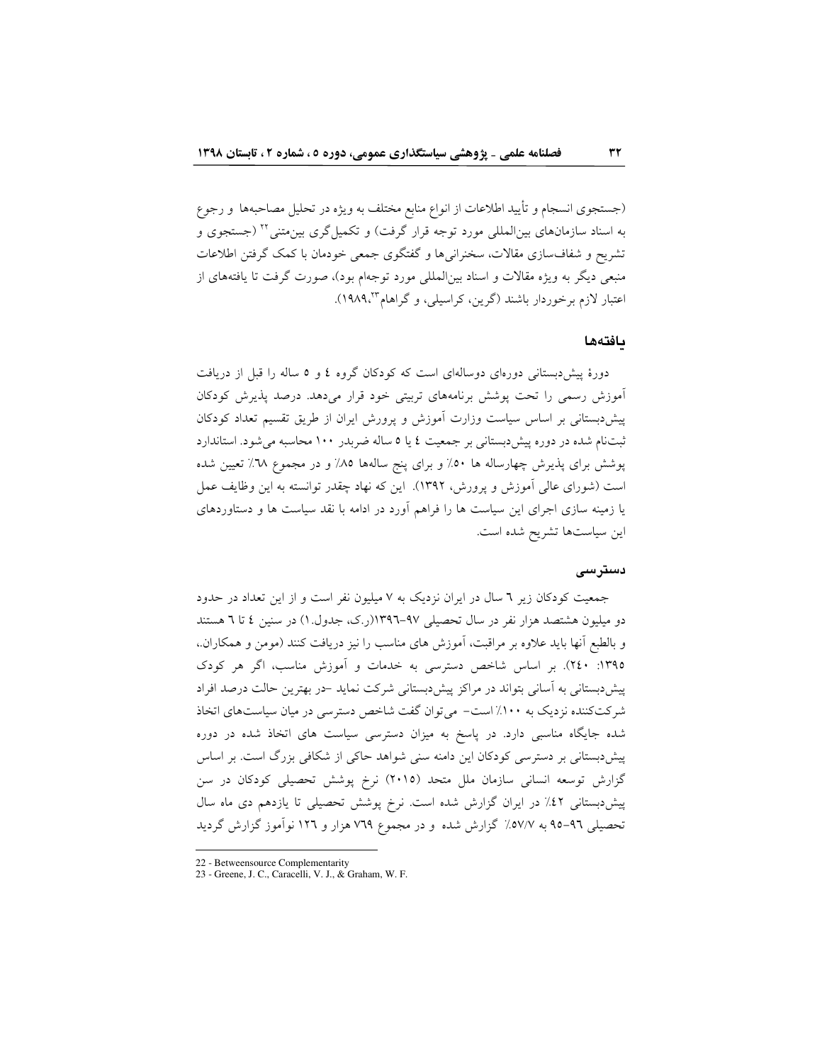(جستجوی انسجام و تأیید اطلاعات از انواع منابع مختلف به ویژه در تحلیل مصاحبه‌ها و رجوع به اسناد سازمان‌های بین‌المللی مورد توجه قرار گرفت) و تکمیل‌گری بین‌متنی[22] (جستجوی و تشریح و شفاف‌سازی مقالات، سخنرانی‌ها و گفتگوی جمعی خودمان با کمک گرفتن اطلاعات منبعی دیگر به ویژه مقالات و اسناد بین‌المللی مورد توجه‌ام بود)، صورت گرفت تا یافته‌های از اعتبار لازم برخوردار باشند (گرین، کراسیلی، و گراهام[23]،۱۹۸۹).

### یافته‌ها

دورهٔ پیش‌دبستانی دوره‌ای دوساله‌ای است که کودکان گروه ٤ و ٥ ساله را قبل از دریافت آموزش رسمی را تحت پوشش برنامه‌های تربیتی خود قرار می‌دهد. درصد پذیرش کودکان پیش‌دبستانی بر اساس سیاست وزارت آموزش و پرورش ایران از طریق تقسیم تعداد کودکان ثبت‌نام شده در دوره پیش‌دبستانی بر جمعیت ٤ یا ٥ ساله ضربدر ١٠٠ محاسبه می‌شود. استاندارد پوشش برای پذیرش چهارساله ها ٥٠٪ و برای پنج ساله‌ها ٨٥٪ و در مجموع ٦٨٪ تعیین شده است (شورای عالی آموزش و پرورش، ١٣٩٢). این که نهاد چقدر توانسته به این وظایف عمل یا زمینه سازی اجرای این سیاست ها را فراهم آورد در ادامه با نقد سیاست ها و دستاوردهای این سیاست‌ها تشریح شده است.

### دسترسی

جمعیت کودکان زیر ٦ سال در ایران نزدیک به ٧ میلیون نفر است و از این تعداد در حدود دو میلیون هشتصد هزار نفر در سال تحصیلی ٩٧-١٣٩٦(ر.ک، جدول.١) در سنین ٤ تا ٦ هستند و بالطبع آنها باید علاوه بر مراقبت، آموزش های مناسب را نیز دریافت کنند (مومن و همکاران.، ١٣٩٥: ٢٤٠). بر اساس شاخص دسترسی به خدمات و آموزش مناسب، اگر هر کودک پیش‌دبستانی به آسانی بتواند در مراکز پیش‌دبستانی شرکت نماید -در بهترین حالت درصد افراد شرکت‌کننده نزدیک به ١٠٠٪ است- می‌توان گفت شاخص دسترسی در میان سیاست‌های اتخاذ شده جایگاه مناسبی دارد. در پاسخ به میزان دسترسی سیاست های اتخاذ شده در دوره پیش‌دبستانی بر دسترسی کودکان این دامنه سنی شواهد حاکی از شکافی بزرگ است. بر اساس گزارش توسعه انسانی سازمان ملل متحد (٢٠١٥) نرخ پوشش تحصیلی کودکان در سن پیش‌دبستانی ٤٢٪ در ایران گزارش شده است. نرخ پوشش تحصیلی تا یازدهم دی ماه سال تحصیلی ٩٦-٩٥ به ٥٧/٧٪ گزارش شده و در مجموع ٧٦٩ هزار و ١٢٦ نوآموز گزارش گردید

---

22 - Betweensource Complementarity

23 - Greene, J. C., Caracelli, V. J., & Graham, W. F.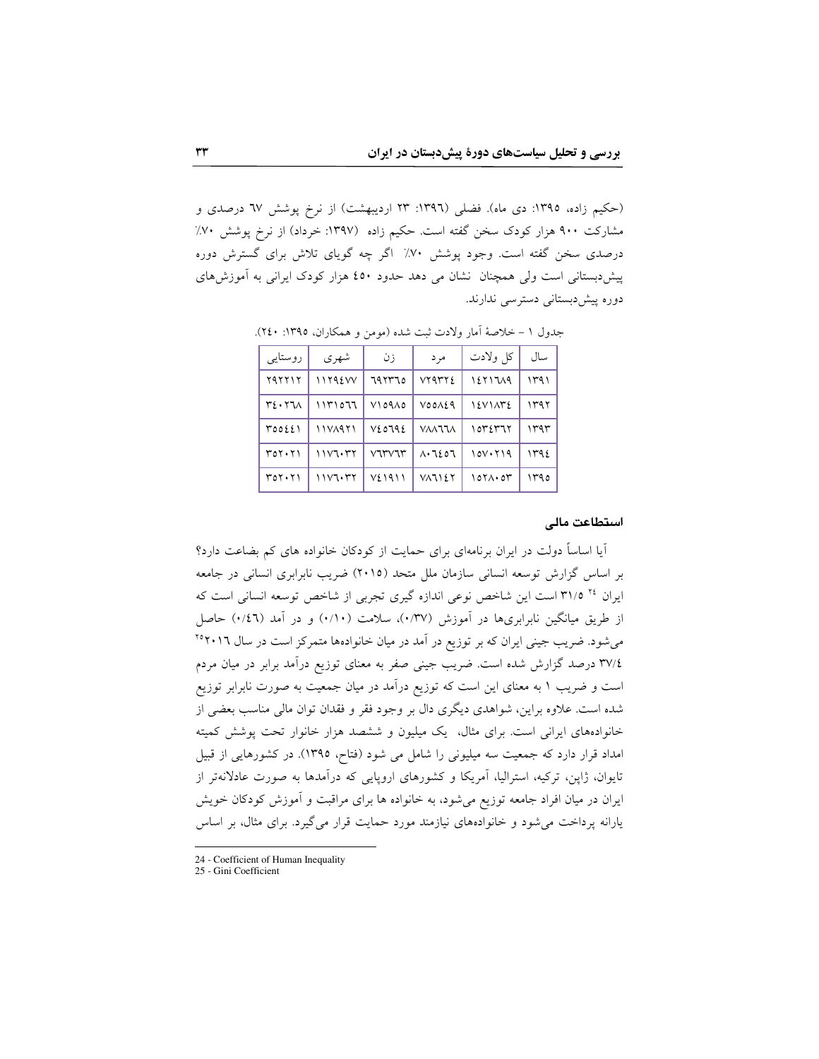(حکیم زاده، ۱۳۹۵: دی ماه). فضلی (۱۳۹٦: ۲۳ اردیبهشت) از نرخ پوشش ٦۷ درصدی و مشارکت ۹۰۰ هزار کودک سخن گفته است. حکیم زاده (۱۳۹۷: خرداد) از نرخ پوشش ۷۰٪ درصدی سخن گفته است. وجود پوشش ۷۰٪ اگر چه گویای تلاش برای گسترش دوره پیش‌دبستانی است ولی همچنان نشان می دهد حدود ٤٥۰ هزار کودک ایرانی به آموزش‌های دوره پیش‌دبستانی دسترسی ندارند.

جدول ۱ – خلاصهٔ آمار ولادت ثبت شده (مومن و همکاران، ۱۳۹۵: ۲٤۰).

| سال | کل ولادت | مرد | زن | شهری | روستایی |
|---|---|---|---|---|---|
| ۱۳۹۱ | ۱٤۲۱٦۸۹ | ۷۲۹۳۲٤ | ٦۹۲۳٦۵ | ۱۱۲۹٤۷۷ | ۲۹۲۲۱۲ |
| ۱۳۹۲ | ۱٤۷۱۸۳٤ | ۷۵۵۸٤۹ | ۷۱۵۹۸۵ | ۱۱۳۱۵٦٦ | ۳٤۰۲٦۸ |
| ۱۳۹۳ | ۱۵۳٤۳٦۲ | ۷۸۸٦٦۸ | ۷٤۵٦۹٤ | ۱۱۷۸۹۲۱ | ۳۵۵٤٤۱ |
| ۱۳۹٤ | ۱۵۷۰۲۱۹ | ۸۰٦٤۵٦ | ۷٦۳۷٦۳ | ۱۱۷٦۰۳۲ | ۳۵۲۰۲۱ |
| ۱۳۹۵ | ۱۵۲۸۰۵۳ | ۷۸٦۱٤۲ | ۷٤۱۹۱۱ | ۱۱۷٦۰۳۲ | ۳۵۲۰۲۱ |

## استطاعت مالی

آیا اساساً دولت در ایران برنامه‌ای برای حمایت از کودکان خانواده های کم بضاعت دارد؟ بر اساس گزارش توسعه انسانی سازمان ملل متحد (۲۰۱۵) ضریب نابرابری انسانی در جامعه ایران [۲٤] ۳۱/۵ است این شاخص نوعی اندازه گیری تجربی از شاخص توسعه انسانی است که از طریق میانگین نابرابری‌ها در آموزش (۰/۳۷)، سلامت (۰/۱۰) و در آمد (۰/٤٦) حاصل می‌شود. ضریب جینی ایران که بر توزیع در آمد در میان خانواده‌ها متمرکز است در سال ۲۰۱٦[۲۵] ۳۷/٤ درصد گزارش شده است. ضریب جینی صفر به معنای توزیع درآمد برابر در میان مردم است و ضریب ۱ به معنای این است که توزیع درآمد در میان جمعیت به صورت نابرابر توزیع شده است. علاوه براین، شواهدی دیگری دال بر وجود فقر و فقدان توان مالی مناسب بعضی از خانواده‌های ایرانی است. برای مثال، یک میلیون و ششصد هزار خانوار تحت پوشش کمیته امداد قرار دارد که جمعیت سه میلیونی را شامل می شود (فتاح، ۱۳۹۵). در کشورهایی از قبیل تایوان، ژاپن، ترکیه، استرالیا، آمریکا و کشورهای اروپایی که درآمدها به صورت عادلانه‌تر از ایران در میان افراد جامعه توزیع می‌شود، به خانواده ها برای مراقبت و آموزش کودکان خویش یارانه پرداخت می‌شود و خانواده‌های نیازمند مورد حمایت قرار می‌گیرد. برای مثال، بر اساس

24 - Coefficient of Human Inequality
25 - Gini Coefficient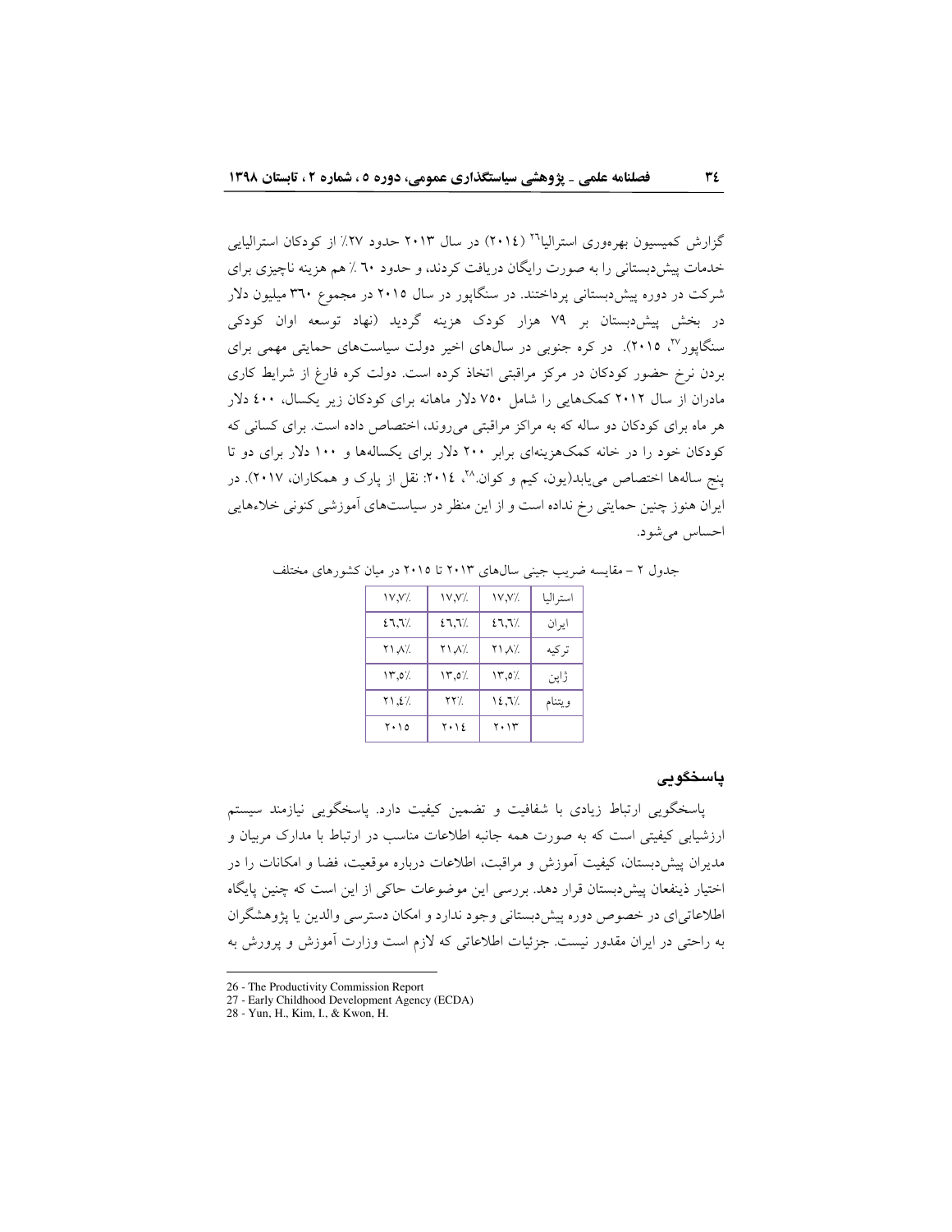گزارش کمیسیون بهره‌وری استرالیا[26] (۲۰۱٤) در سال ۲۰۱۳ حدود ۲۷٪ از کودکان استرالیایی خدمات پیش‌دبستانی را به صورت رایگان دریافت کردند، و حدود ٦٠ ٪ هم هزینه ناچیزی برای شرکت در دوره پیش‌دبستانی پرداختند. در سنگاپور در سال ۲۰۱۵ در مجموع ۳٦٠ میلیون دلار در بخش پیش‌دبستان بر ۷۹ هزار کودک هزینه گردید (نهاد توسعه اوان کودکی سنگاپور[27]، ۲۰۱۵). در کره جنوبی در سال‌های اخیر دولت سیاست‌های حمایتی مهمی برای بردن نرخ حضور کودکان در مرکز مراقبتی اتخاذ کرده است. دولت کره فارغ از شرایط کاری مادران از سال ۲۰۱۲ کمک‌هایی را شامل ۷۵٠ دلار ماهانه برای کودکان زیر یکسال، ٤٠٠ دلار هر ماه برای کودکان دو ساله که به مراکز مراقبتی می‌روند، اختصاص داده است. برای کسانی که کودکان خود را در خانه کمک‌هزینه‌ای برابر ۲٠٠ دلار برای یکساله‌ها و ١٠٠ دلار برای دو تا پنج ساله‌ها اختصاص می‌یابد(یون، کیم و کوان.[28]، ۲۰۱٤: نقل از پارک و همکاران، ۲۰۱۷). در ایران هنوز چنین حمایتی رخ نداده است و از این منظر در سیاست‌های آموزشی کنونی خلاءهایی احساس می‌شود.

جدول ۲ – مقایسه ضریب جینی سال‌های ۲۰۱۳ تا ۲۰۱۵ در میان کشورهای مختلف

| | | | |
|---|---|---|---|
| استرالیا | ۱۷,۷٪ | ۱۷,۷٪ | ۱۷,۷٪ |
| ایران | ٤٦,٦٪ | ٤٦,٦٪ | ٤٦,٦٪ |
| ترکیه | ۲۱,۸٪ | ۲۱,۸٪ | ۲۱,۸٪ |
| ژاپن | ۱۳,۵٪ | ۱۳,۵٪ | ۱۳,۵٪ |
| ویتنام | ۱٤,٦٪ | ۲۲٪ | ۲۱,٤٪ |
| | ۲۰۱۳ | ۲۰۱٤ | ۲۰۱۵ |

## پاسخگویی

پاسخگویی ارتباط زیادی با شفافیت و تضمین کیفیت دارد. پاسخگویی نیازمند سیستم ارزشیابی کیفیتی است که به صورت همه جانبه اطلاعات مناسب در ارتباط با مدارک مربیان و مدیران پیش‌دبستان، کیفیت آموزش و مراقبت، اطلاعات درباره موقعیت، فضا و امکانات را در اختیار ذینفعان پیش‌دبستان قرار دهد. بررسی این موضوعات حاکی از این است که چنین پایگاه اطلاعاتی‌ای در خصوص دوره پیش‌دبستانی وجود ندارد و امکان دسترسی والدین یا پژوهشگران به راحتی در ایران مقدور نیست. جزئیات اطلاعاتی که لازم است وزارت آموزش و پرورش به

---

26 - The Productivity Commission Report

27 - Early Childhood Development Agency (ECDA)

28 - Yun, H., Kim, I., & Kwon, H.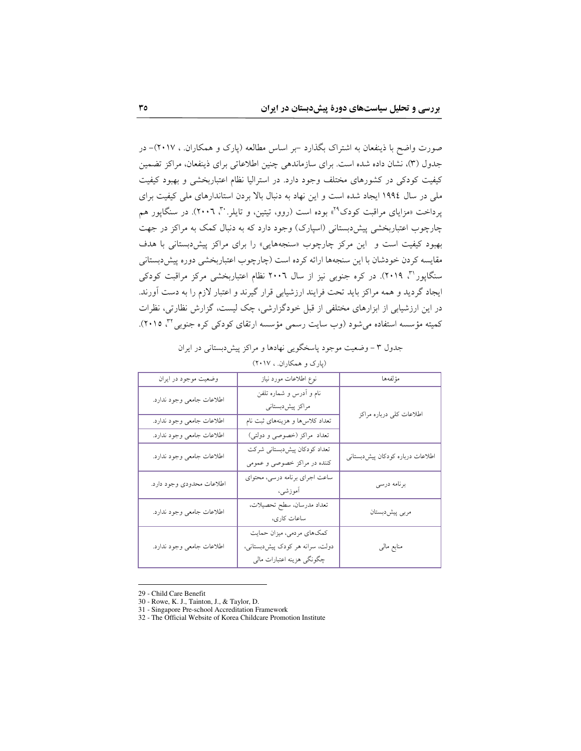صورت واضح با ذینفعان به اشتراک بگذارد –بر اساس مطالعه (پارک و همکاران. ، ۲۰۱۷)– در جدول (۳)، نشان داده شده است. برای سازماندهی چنین اطلاعاتی برای ذینفعان، مراکز تضمین کیفیت کودکی در کشورهای مختلف وجود دارد. در استرالیا نظام اعتباربخشی و بهبود کیفیت ملی در سال ۱۹۹٤ ایجاد شده است و این نهاد به دنبال بالا بردن استانداردهای ملی کیفیت برای پرداخت «مزایای مراقبت کودک[29]» بوده است (روو، تیتین، و تایلر.[30]، ۲۰۰٦). در سنگاپور هم چارچوب اعتباربخشی پیش‌دبستانی (اسپارک) وجود دارد که به دنبال کمک به مراکز در جهت بهبود کیفیت است و این مرکز چارچوب «سنجه‌هایی» را برای مراکز پیش‌دبستانی با هدف مقایسه کردن خودشان با این سنجه‌ها ارائه کرده است (چارچوب اعتباربخشی دوره پیش‌دبستانی سنگاپور[31]، ۲۰۱۹). در کره جنوبی نیز از سال ۲۰۰٦ نظام اعتباربخشی مرکز مراقبت کودکی ایجاد گردید و همه مراکز باید تحت فرایند ارزشیابی قرار گیرند و اعتبار لازم را به دست آورند. در این ارزشیابی از ابزارهای مختلفی از قبل خودگزارشی، چک لیست، گزارش نظارتی، نظرات کمیته مؤسسه استفاده می‌شود (وب سایت رسمی مؤسسه ارتقای کودکی کره جنوبی[32]، ۲۰۱۵).

جدول ۳ – وضعیت موجود پاسخگویی نهادها و مراکز پیش‌دبستانی در ایران

(پارک و همکاران. ، ۲۰۱۷)

| مؤلفه‌ها | نوع اطلاعات مورد نیاز | وضعیت موجود در ایران |
|---|---|---|
| اطلاعات کلی درباره مراکز | نام و آدرس و شماره تلفن مراکز پیش‌دبستانی | اطلاعات جامعی وجود ندارد. |
| | تعداد کلاس‌ها و هزینه‌های ثبت نام | اطلاعات جامعی وجود ندارد. |
| | تعداد مراکز (خصوصی و دولتی) | اطلاعات جامعی وجود ندارد. |
| اطلاعات درباره کودکان پیش‌دبستانی | تعداد کودکان پیش‌دبستانی شرکت کننده در مراکز خصوصی و عمومی | اطلاعات جامعی وجود ندارد. |
| برنامه درسی | ساعت اجرای برنامه درسی، محتوای آموزشی، | اطلاعات محدودی وجود دارد. |
| مربی پیش‌دبستان | تعداد مدرسان، سطح تحصیلات، ساعات کاری، | اطلاعات جامعی وجود ندارد. |
| منابع مالی | کمک‌های مردمی، میزان حمایت دولت، سرانه هر کودک پیش‌دبستانی، چگونگی هزینه اعتبارات مالی | اطلاعات جامعی وجود ندارد. |

---

29 - Child Care Benefit

30 - Rowe, K. J., Tainton, J., & Taylor, D.

31 - Singapore Pre-school Accreditation Framework

32 - The Official Website of Korea Childcare Promotion Institute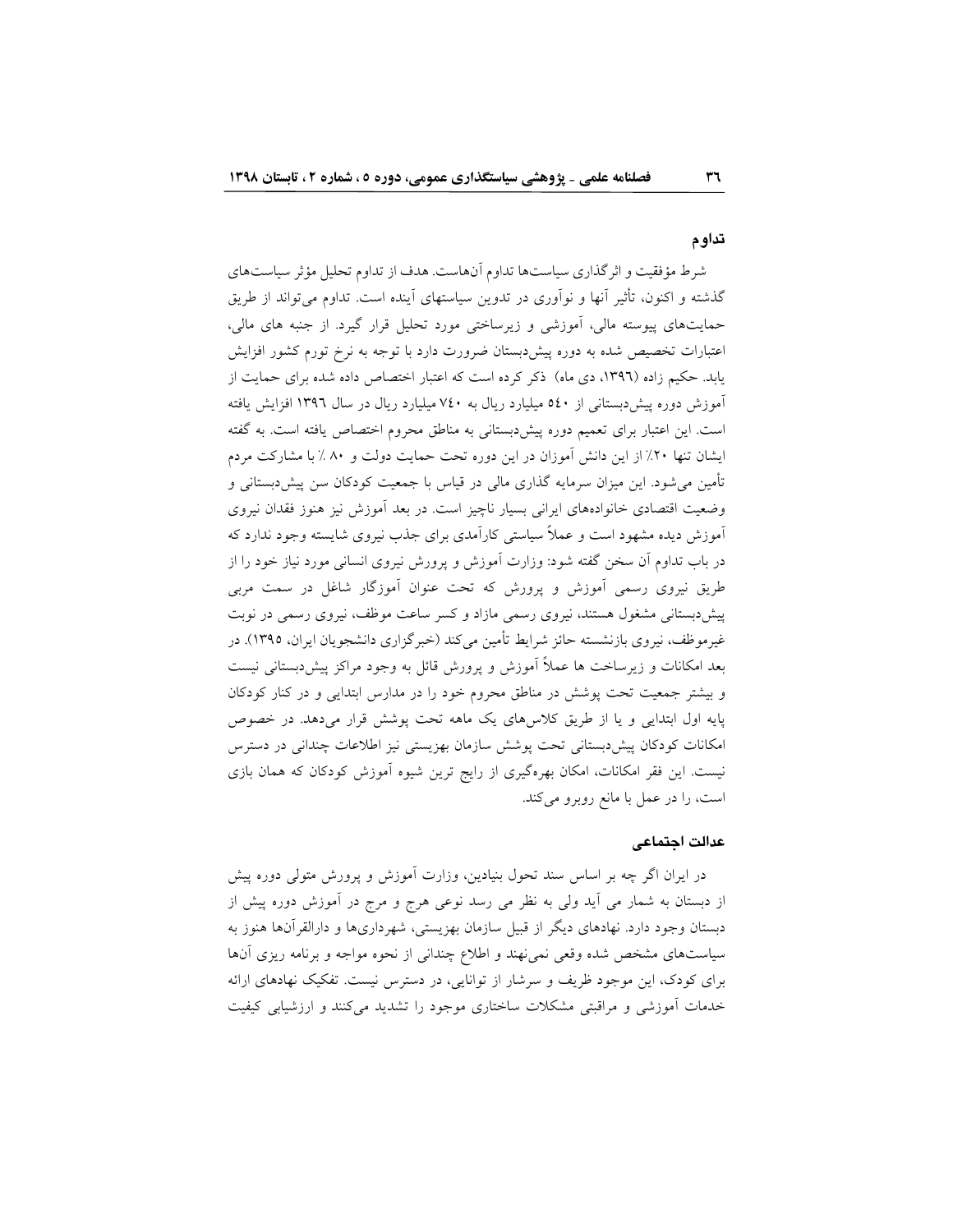### تداوم

شرط مؤفقیت و اثرگذاری سیاست‌ها تداوم آن‌هاست. هدف از تداوم تحلیل مؤثر سیاست‌های گذشته و اکنون، تأثیر آنها و نوآوری در تدوین سیاستهای آینده است. تداوم می‌تواند از طریق حمایت‌های پیوسته مالی، آموزشی و زیرساختی مورد تحلیل قرار گیرد. از جنبه های مالی، اعتبارات تخصیص شده به دوره پیش‌دبستان ضرورت دارد با توجه به نرخ تورم کشور افزایش یابد. حکیم زاده (۱۳۹٦، دی ماه) ذکر کرده است که اعتبار اختصاص داده شده برای حمایت از آموزش دوره پیش‌دبستانی از ٥٤٠ میلیارد ریال به ٧٤٠ میلیارد ریال در سال ۱۳۹٦ افزایش یافته است. این اعتبار برای تعمیم دوره پیش‌دبستانی به مناطق محروم اختصاص یافته است. به گفته ایشان تنها ۲۰٪ از این دانش آموزان در این دوره تحت حمایت دولت و ۸۰ ٪ با مشارکت مردم تأمین می‌شود. این میزان سرمایه گذاری مالی در قیاس با جمعیت کودکان سن پیش‌دبستانی و وضعیت اقتصادی خانواده‌های ایرانی بسیار ناچیز است. در بعد آموزش نیز هنوز فقدان نیروی آموزش دیده مشهود است و عملاً سیاستی کارآمدی برای جذب نیروی شایسته وجود ندارد که در باب تداوم آن سخن گفته شود: وزارت آموزش و پرورش نیروی انسانی مورد نیاز خود را از طریق نیروی رسمی آموزش و پرورش که تحت عنوان آموزگار شاغل در سمت مربی پیش‌دبستانی مشغول هستند، نیروی رسمی مازاد و کسر ساعت موظف، نیروی رسمی در نوبت غیرموظف، نیروی بازنشسته حائز شرایط تأمین می‌کند (خبرگزاری دانشجویان ایران، ۱۳۹۵). در بعد امکانات و زیرساخت ها عملاً آموزش و پرورش قائل به وجود مراکز پیش‌دبستانی نیست و بیشتر جمعیت تحت پوشش در مناطق محروم خود را در مدارس ابتدایی و در کنار کودکان پایه اول ابتدایی و یا از طریق کلاس‌های یک ماهه تحت پوشش قرار می‌دهد. در خصوص امکانات کودکان پیش‌دبستانی تحت پوشش سازمان بهزیستی نیز اطلاعات چندانی در دسترس نیست. این فقر امکانات، امکان بهره‌گیری از رایج ترین شیوه آموزش کودکان که همان بازی است، را در عمل با مانع روبرو می‌کند.

### عدالت اجتماعی

در ایران اگر چه بر اساس سند تحول بنیادین، وزارت آموزش و پرورش متولی دوره پیش از دبستان به شمار می آید ولی به نظر می رسد نوعی هرج و مرج در آموزش دوره پیش از دبستان وجود دارد. نهادهای دیگر از قبیل سازمان بهزیستی، شهرداری‌ها و دارالقرآن‌ها هنوز به سیاست‌های مشخص شده وقعی نمی‌نهند و اطلاع چندانی از نحوه مواجه و برنامه ریزی آن‌ها برای کودک، این موجود ظریف و سرشار از توانایی، در دسترس نیست. تفکیک نهادهای ارائه خدمات آموزشی و مراقبتی مشکلات ساختاری موجود را تشدید می‌کنند و ارزشیابی کیفیت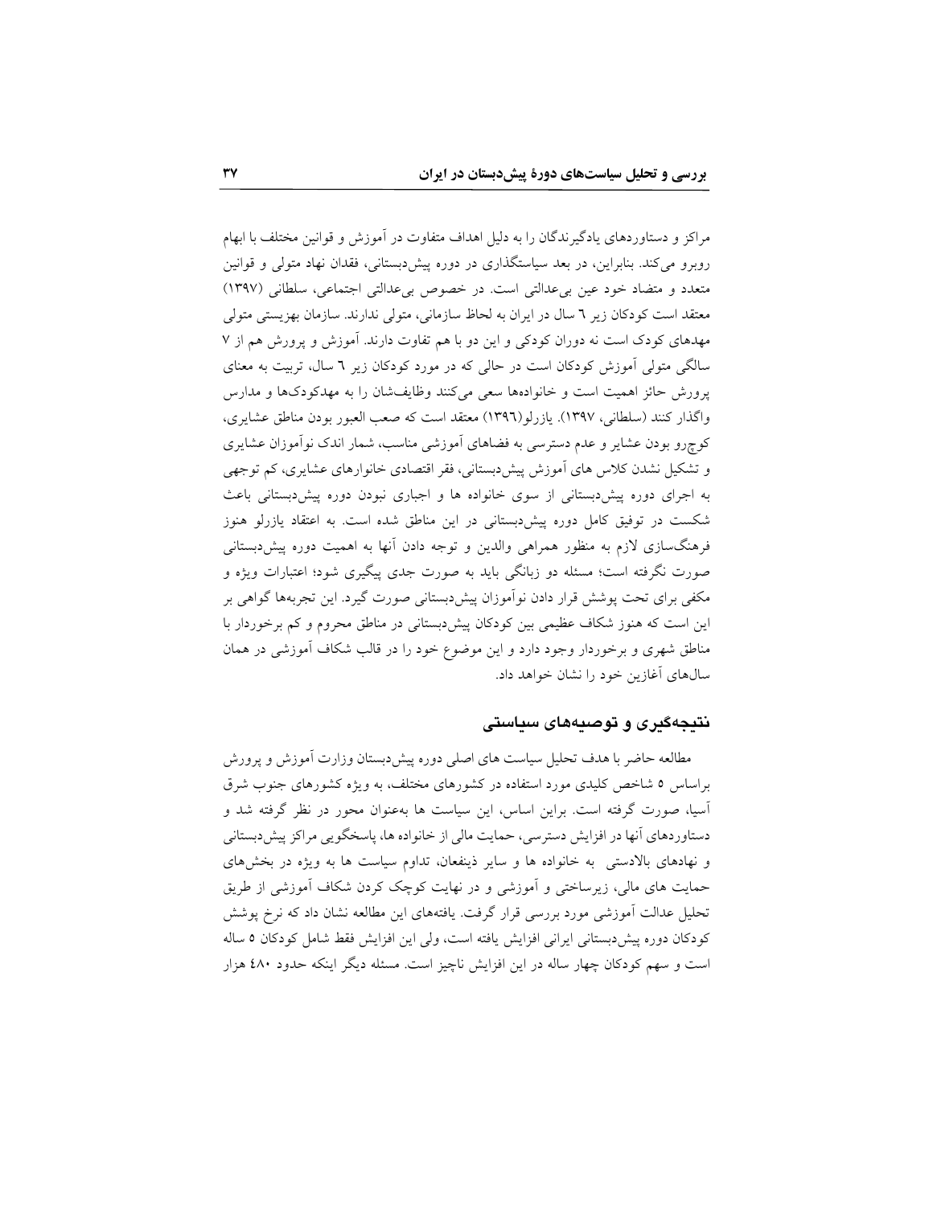مراکز و دستاوردهای یادگیرندگان را به دلیل اهداف متفاوت در آموزش و قوانین مختلف با ابهام روبرو می‌کند. بنابراین، در بعد سیاستگذاری در دوره پیش‌دبستانی، فقدان نهاد متولی و قوانین متعدد و متضاد خود عین بی‌عدالتی است. در خصوص بی‌عدالتی اجتماعی، سلطانی (۱۳۹۷) معتقد است کودکان زیر ٦ سال در ایران به لحاظ سازمانی، متولی ندارند. سازمان بهزیستی متولی مهدهای کودک است نه دوران کودکی و این دو با هم تفاوت دارند. آموزش و پرورش هم از ۷ سالگی متولی آموزش کودکان است در حالی که در مورد کودکان زیر ٦ سال، تربیت به معنای پرورش حائز اهمیت است و خانواده‌ها سعی می‌کنند وظایف‌شان را به مهدکودک‌ها و مدارس واگذار کنند (سلطانی، ۱۳۹۷). یازرلو(۱۳۹٦) معتقد است که صعب العبور بودن مناطق عشایری، کوچ‌رو بودن عشایر و عدم دسترسی به فضاهای آموزشی مناسب، شمار اندک نوآموزان عشایری و تشکیل نشدن کلاس های آموزش پیش‌دبستانی، فقر اقتصادی خانوارهای عشایری، کم توجهی به اجرای دوره پیش‌دبستانی از سوی خانواده ها و اجباری نبودن دوره پیش‌دبستانی باعث شکست در توفیق کامل دوره پیش‌دبستانی در این مناطق شده است. به اعتقاد یازرلو هنوز فرهنگ‌سازی لازم به منظور همراهی والدین و توجه دادن آنها به اهمیت دوره پیش‌دبستانی صورت نگرفته است؛ مسئله دو زبانگی باید به صورت جدی پیگیری شود؛ اعتبارات ویژه و مکفی برای تحت پوشش قرار دادن نوآموزان پیش‌دبستانی صورت گیرد. این تجربه‌ها گواهی بر این است که هنوز شکاف عظیمی بین کودکان پیش‌دبستانی در مناطق محروم و کم برخوردار با مناطق شهری و برخوردار وجود دارد و این موضوع خود را در قالب شکاف آموزشی در همان سال‌های آغازین خود را نشان خواهد داد.

## نتیجه‌گیری و توصیه‌های سیاستی

مطالعه حاضر با هدف تحلیل سیاست های اصلی دوره پیش‌دبستان وزارت آموزش و پرورش براساس ۵ شاخص کلیدی مورد استفاده در کشورهای مختلف، به ویژه کشورهای جنوب شرق آسیا، صورت گرفته است. براین اساس، این سیاست ها به‌عنوان محور در نظر گرفته شد و دستاوردهای آنها در افزایش دسترسی، حمایت مالی از خانواده ها، پاسخگویی مراکز پیش‌دبستانی و نهادهای بالادستی به خانواده ها و سایر ذینفعان، تداوم سیاست ها به ویژه در بخش‌های حمایت های مالی، زیرساختی و آموزشی و در نهایت کوچک کردن شکاف آموزشی از طریق تحلیل عدالت آموزشی مورد بررسی قرار گرفت. یافته‌های این مطالعه نشان داد که نرخ پوشش کودکان دوره پیش‌دبستانی ایرانی افزایش یافته است، ولی این افزایش فقط شامل کودکان ۵ ساله است و سهم کودکان چهار ساله در این افزایش ناچیز است. مسئله دیگر اینکه حدود ٤٨٠ هزار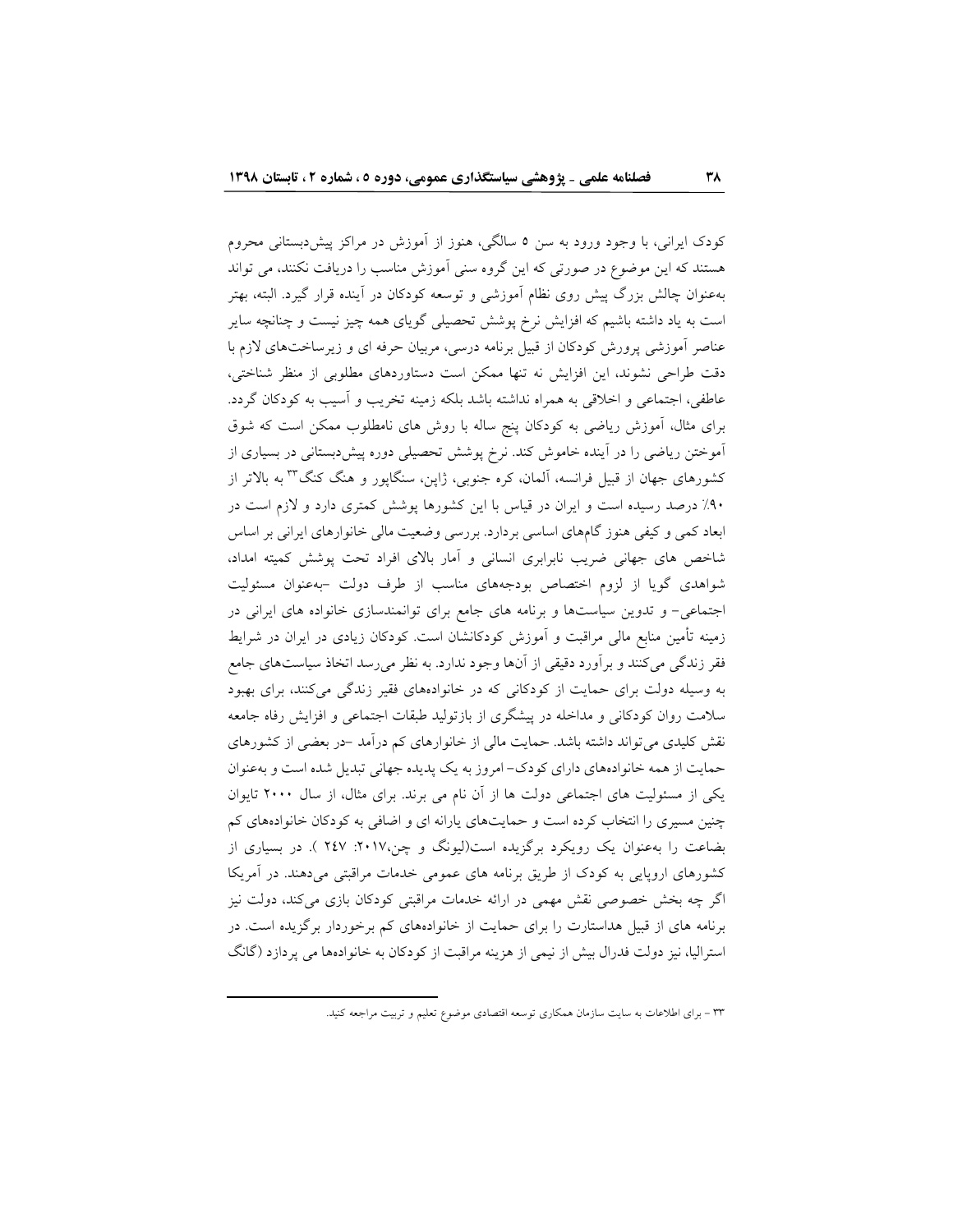کودک ایرانی، با وجود ورود به سن ۵ سالگی، هنوز از آموزش در مراکز پیش‌دبستانی محروم هستند که این موضوع در صورتی که این گروه سنی آموزش مناسب را دریافت نکنند، می تواند به‌عنوان چالش بزرگ پیش روی نظام آموزشی و توسعه کودکان در آینده قرار گیرد. البته، بهتر است به یاد داشته باشیم که افزایش نرخ پوشش تحصیلی گویای همه چیز نیست و چنانچه سایر عناصر آموزشی پرورش کودکان از قبیل برنامه درسی، مربیان حرفه ای و زیرساخت‌های لازم با دقت طراحی نشوند، این افزایش نه تنها ممکن است دستاوردهای مطلوبی از منظر شناختی، عاطفی، اجتماعی و اخلاقی به همراه نداشته باشد بلکه زمینه تخریب و آسیب به کودکان گردد. برای مثال، آموزش ریاضی به کودکان پنج ساله با روش های نامطلوب ممکن است که شوق آموختن ریاضی را در آینده خاموش کند. نرخ پوشش تحصیلی دوره پیش‌دبستانی در بسیاری از کشورهای جهان از قبیل فرانسه، آلمان، کره جنوبی، ژاپن، سنگاپور و هنگ کنگ[۳۳] به بالاتر از ۹۰٪ درصد رسیده است و ایران در قیاس با این کشورها پوشش کمتری دارد و لازم است در ابعاد کمی و کیفی هنوز گام‌های اساسی بردارد. بررسی وضعیت مالی خانوارهای ایرانی بر اساس شاخص های جهانی ضریب نابرابری انسانی و آمار بالای افراد تحت پوشش کمیته امداد، شواهدی گویا از لزوم اختصاص بودجه‌های مناسب از طرف دولت -به‌عنوان مسئولیت اجتماعی- و تدوین سیاست‌ها و برنامه های جامع برای توانمندسازی خانواده های ایرانی در زمینه تأمین منابع مالی مراقبت و آموزش کودکانشان است. کودکان زیادی در ایران در شرایط فقر زندگی می‌کنند و برآورد دقیقی از آن‌ها وجود ندارد. به نظر می‌رسد اتخاذ سیاست‌های جامع به وسیله دولت برای حمایت از کودکانی که در خانواده‌های فقیر زندگی می‌کنند، برای بهبود سلامت روان کودکانی و مداخله در پیشگری از بازتولید طبقات اجتماعی و افزایش رفاه جامعه نقش کلیدی می‌تواند داشته باشد. حمایت مالی از خانوارهای کم درآمد -در بعضی از کشورهای حمایت از همه خانواده‌های دارای کودک- امروز به یک پدیده جهانی تبدیل شده است و به‌عنوان یکی از مسئولیت های اجتماعی دولت ها از آن نام می برند. برای مثال، از سال ۲۰۰۰ تایوان چنین مسیری را انتخاب کرده است و حمایت‌های یارانه ای و اضافی به کودکان خانواده‌های کم بضاعت را به‌عنوان یک رویکرد برگزیده است(لیونگ و چن،۲۰۱۷: ۲۴۷ ). در بسیاری از کشورهای اروپایی به کودک از طریق برنامه های عمومی خدمات مراقبتی می‌دهند. در آمریکا اگر چه بخش خصوصی نقش مهمی در ارائه خدمات مراقبتی کودکان بازی می‌کند، دولت نیز برنامه های از قبیل هداستارت را برای حمایت از خانواده‌های کم برخوردار برگزیده است. در استرالیا، نیز دولت فدرال بیش از نیمی از هزینه مراقبت از کودکان به خانواده‌ها می پردازد (گانگ

---

۳۳ - برای اطلاعات به سایت سازمان همکاری توسعه اقتصادی موضوع تعلیم و تربیت مراجعه کنید.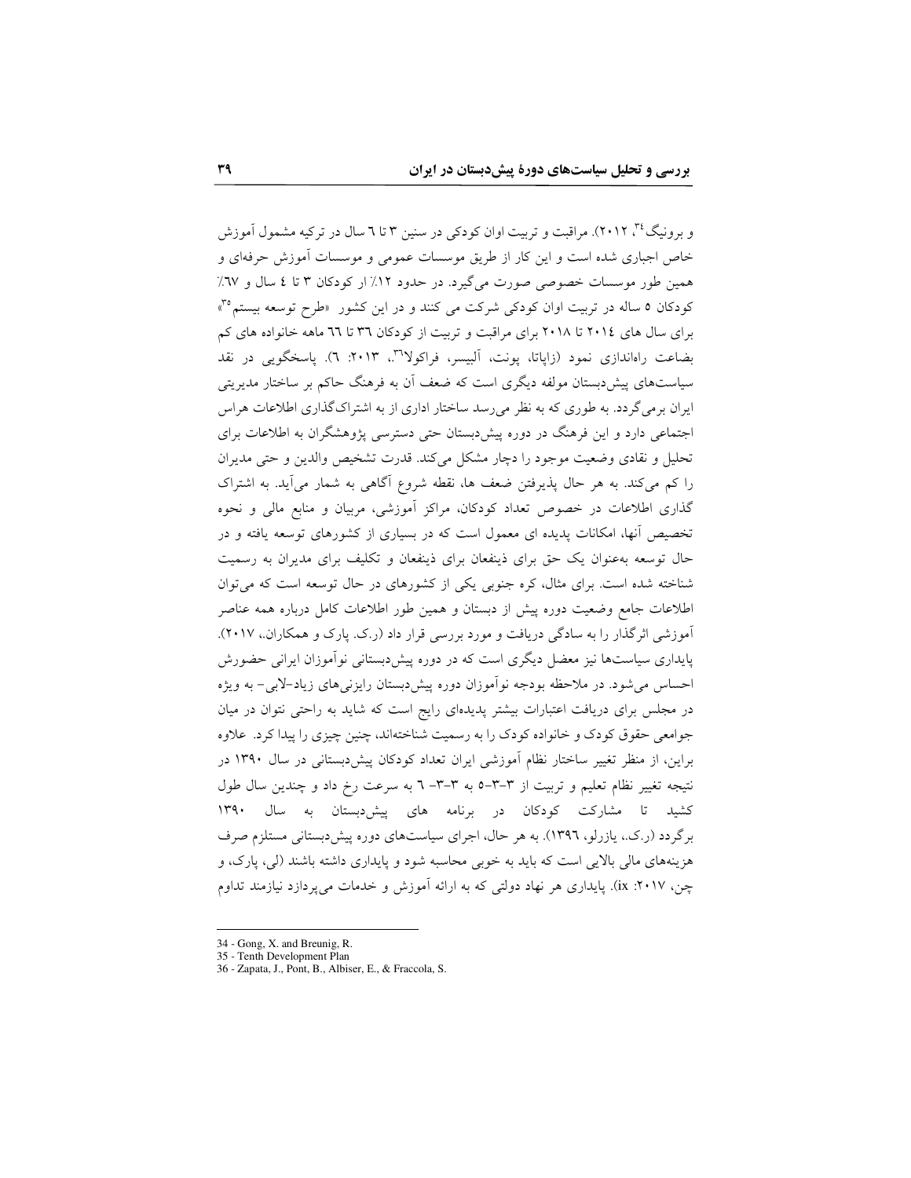و برونیگ[34]، ۲۰۱۲). مراقبت و تربیت اوان کودکی در سنین ۳ تا ٦ سال در ترکیه مشمول آموزش خاص اجباری شده است و این کار از طریق موسسات عمومی و موسسات آموزش حرفه‌ای و همین طور موسسات خصوصی صورت می‌گیرد. در حدود ۱۲٪ ار کودکان ۳ تا ٤ سال و ٦٧٪ کودکان ٥ ساله در تربیت اوان کودکی شرکت می کنند و در این کشور «طرح توسعه بیستم[35]» برای سال های ۲۰۱٤ تا ۲۰۱۸ برای مراقبت و تربیت از کودکان ۳٦ تا ٦٦ ماهه خانواده های کم بضاعت راه‌اندازی نمود (زاپاتا، پونت، آلبیسر، فراکولا[36]، ۲۰۱۳: ٦). پاسخگویی در نقد سیاست‌های پیش‌دبستان مولفه دیگری است که ضعف آن به فرهنگ حاکم بر ساختار مدیریتی ایران برمی‌گردد. به طوری که به نظر می‌رسد ساختار اداری از به اشتراک‌گذاری اطلاعات هراس اجتماعی دارد و این فرهنگ در دوره پیش‌دبستان حتی دسترسی پژوهشگران به اطلاعات برای تحلیل و نقادی وضعیت موجود را دچار مشکل می‌کند. قدرت تشخیص والدین و حتی مدیران را کم می‌کند. به هر حال پذیرفتن ضعف ها، نقطه شروع آگاهی به شمار می‌آید. به اشتراک گذاری اطلاعات در خصوص تعداد کودکان، مراکز آموزشی، مربیان و منابع مالی و نحوه تخصیص آنها، امکانات پدیده ای معمول است که در بسیاری از کشورهای توسعه یافته و در حال توسعه به‌عنوان یک حق برای ذینفعان برای ذینفعان و تکلیف برای مدیران به رسمیت شناخته شده است. برای مثال، کره جنوبی یکی از کشورهای در حال توسعه است که می‌توان اطلاعات جامع وضعیت دوره پیش از دبستان و همین طور اطلاعات کامل درباره همه عناصر آموزشی اثرگذار را به سادگی دریافت و مورد بررسی قرار داد (ر.ک. پارک و همکاران، ۲۰۱۷). پایداری سیاست‌ها نیز معضل دیگری است که در دوره پیش‌دبستانی نوآموزان ایرانی حضورش احساس می‌شود. در ملاحظه بودجه نوآموزان دوره پیش‌دبستان رایزنی‌های زیاد-لابی- به ویژه در مجلس برای دریافت اعتبارات بیشتر پدیده‌ای رایج است که شاید به راحتی نتوان در میان جوامعی حقوق کودک و خانواده کودک را به رسمیت شناخته‌اند، چنین چیزی را پیدا کرد. علاوه براین، از منظر تغییر ساختار نظام آموزشی ایران تعداد کودکان پیش‌دبستانی در سال ۱۳۹۰ در نتیجه تغییر نظام تعلیم و تربیت از ۳-۳-٥ به ۳-۳- ٦ به سرعت رخ داد و چندین سال طول کشید تا مشارکت کودکان در برنامه های پیش‌دبستان به سال ۱۳۹۰ برگردد (ر.ک.، یازرلو، ۱۳۹٦). به هر حال، اجرای سیاست‌های دوره پیش‌دبستانی مستلزم صرف هزینه‌های مالی بالایی است که باید به خوبی محاسبه شود و پایداری داشته باشند (لی، پارک، و چن، ۲۰۱۷: ix). پایداری هر نهاد دولتی که به ارائه آموزش و خدمات می‌پردازد نیازمند تداوم

---

34 - Gong, X. and Breunig, R.

35 - Tenth Development Plan

36 - Zapata, J., Pont, B., Albiser, E., & Fraccola, S.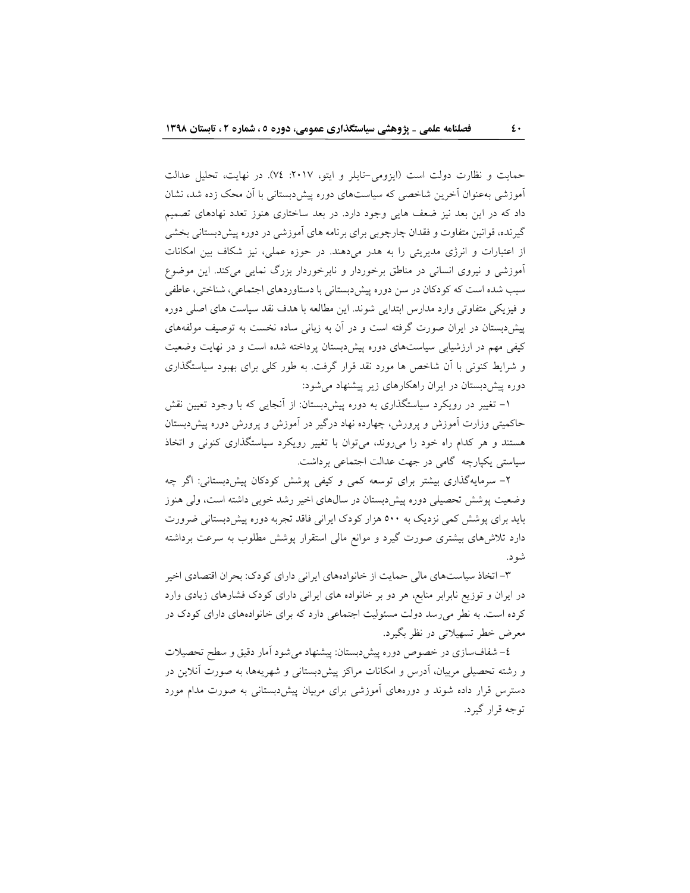حمایت و نظارت دولت است (ایزومی-تایلر و ایتو، ۲۰۱۷: ۷٤). در نهایت، تحلیل عدالت آموزشی به‌عنوان آخرین شاخصی که سیاست‌های دوره پیش‌دبستانی با آن محک زده شد، نشان داد که در این بعد نیز ضعف هایی وجود دارد. در بعد ساختاری هنوز تعدد نهادهای تصمیم گیرنده، قوانین متفاوت و فقدان چارچوبی برای برنامه های آموزشی در دوره پیش‌دبستانی بخشی از اعتبارات و انرژی مدیریتی را به هدر می‌دهند. در حوزه عملی، نیز شکاف بین امکانات آموزشی و نیروی انسانی در مناطق برخوردار و نابرخوردار بزرگ نمایی می‌کند. این موضوع سبب شده است که کودکان در سن دوره پیش‌دبستانی با دستاوردهای اجتماعی، شناختی، عاطفی و فیزیکی متفاوتی وارد مدارس ابتدایی شوند. این مطالعه با هدف نقد سیاست های اصلی دوره پیش‌دبستان در ایران صورت گرفته است و در آن به زبانی ساده نخست به توصیف مولفه‌های کیفی مهم در ارزشیابی سیاست‌های دوره پیش‌دبستان پرداخته شده است و در نهایت وضعیت و شرایط کنونی با آن شاخص ها مورد نقد قرار گرفت. به طور کلی برای بهبود سیاستگذاری دوره پیش‌دبستان در ایران راهکارهای زیر پیشنهاد می‌شود:

۱- تغییر در رویکرد سیاستگذاری به دوره پیش‌دبستان: از آنجایی که با وجود تعیین نقش حاکمیتی وزارت آموزش و پرورش، چهارده نهاد درگیر در آموزش و پرورش دوره پیش‌دبستان هستند و هر کدام راه خود را می‌روند، می‌توان با تغییر رویکرد سیاستگذاری کنونی و اتخاذ سیاستی یکپارچه گامی در جهت عدالت اجتماعی برداشت.

۲- سرمایه‌گذاری بیشتر برای توسعه کمی و کیفی پوشش کودکان پیش‌دبستانی: اگر چه وضعیت پوشش تحصیلی دوره پیش‌دبستان در سال‌های اخیر رشد خوبی داشته است، ولی هنوز باید برای پوشش کمی نزدیک به ۵۰۰ هزار کودک ایرانی فاقد تجربه دوره پیش‌دبستانی ضرورت دارد تلاش‌های بیشتری صورت گیرد و موانع مالی استقرار پوشش مطلوب به سرعت برداشته شود.

۳- اتخاذ سیاست‌های مالی حمایت از خانواده‌های ایرانی دارای کودک: بحران اقتصادی اخیر در ایران و توزیع نابرابر منابع، هر دو بر خانواده های ایرانی دارای کودک فشارهای زیادی وارد کرده است. به نظر می‌رسد دولت مسئولیت اجتماعی دارد که برای خانواده‌های دارای کودک در معرض خطر تسهیلاتی در نظر بگیرد.

٤- شفاف‌سازی در خصوص دوره پیش‌دبستان: پیشنهاد می‌شود آمار دقیق و سطح تحصیلات و رشته تحصیلی مربیان، آدرس و امکانات مراکز پیش‌دبستانی و شهریه‌ها، به صورت آنلاین در دسترس قرار داده شوند و دوره‌های آموزشی برای مربیان پیش‌دبستانی به صورت مدام مورد توجه قرار گیرد.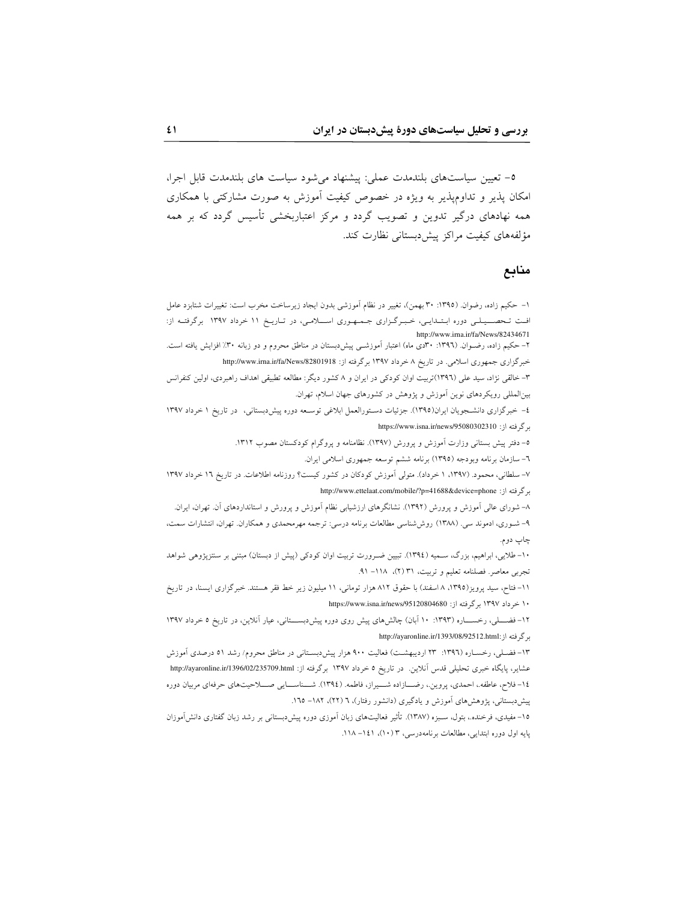۵- تعیین سیاست‌های بلندمدت عملی: پیشنهاد می‌شود سیاست های بلندمدت قابل اجرا، امکان پذیر و تداوم‌پذیر به ویژه در خصوص کیفیت آموزش به صورت مشارکتی با همکاری همه نهادهای درگیر تدوین و تصویب گردد و مرکز اعتباربخشی تأسیس گردد که بر همه مؤلفه‌های کیفیت مراکز پیش‌دبستانی نظارت کند.

## منابع

۱- حکیم زاده، رضوان. (۱۳۹۵: ۳۰ بهمن)، تغییر در نظام آموزشی بدون ایجاد زیرساخت مخرب است: تغییرات شتابزد عامل افت تحصیلی دوره ابتدایی، خبرگزاری جمهوری اسلامی، در تاریخ ۱۱ خرداد ۱۳۹۷ برگرفته از: http://www.irna.ir/fa/News/82434671

۲- حکیم زاده، رضوان. (۱۳۹٦: ۳۰دی ماه) اعتبار آموزشی پیش‌دبستان در مناطق محروم و دو زبانه ۳۰٪ افزایش یافته است. خبرگزاری جمهوری اسلامی. در تاریخ ۸ خرداد ۱۳۹۷ برگرفته از: http://www.irna.ir/fa/News/82801918

۳- خالقی نژاد، سید علی (۱۳۹٦)تربیت اوان کودکی در ایران و ۸ کشور دیگر: مطالعه تطبیقی اهداف راهبردی، اولین کنفرانس بین‌المللی رویکردهای نوین آموزش و پژوهش در کشورهای جهان اسلام، تهران.

٤- خبرگزاری دانشجویان ایران(۱۳۹۵). جزئیات دستورالعمل ابلاغی توسعه دوره پیش‌دبستانی، در تاریخ ۱ خرداد ۱۳۹۷ برگرفته از: https://www.isna.ir/news/95080302310

۵- دفتر پیش بستانی وزارت آموزش و پرورش (۱۳۹۷). نظامنامه و پروگرام کودکستان مصوب ۱۳۱۲.

٦- سازمان برنامه وبودجه (۱۳۹۵) برنامه ششم توسعه جمهوری اسلامی ایران.

۷- سلطانی، محمود. (۱۳۹۷، ۱ خرداد). متولی آموزش کودکان در کشور کیست؟ روزنامه اطلاعات. در تاریخ ۱٦ خرداد ۱۳۹۷ برگرفته از: http://www.ettelaat.com/mobile/?p=41688&device=phone

۸- شورای عالی آموزش و پرورش (۱۳۹۲). نشانگرهای ارزشیابی نظام آموزش و پرورش و استانداردهای آن. تهران، ایران.

۹- شوری، ادموند سی. (۱۳۸۸) روش‌شناسی مطالعات برنامه درسی: ترجمه مهرمحمدی و همکاران. تهران، انتشارات سمت، چاپ دوم.

۱۰- طلایی، ابراهیم، بزرگ، سمیه (۱۳۹٤). تبیین ضرورت تربیت اوان کودکی (پیش از دبستان) مبتنی بر سنتزپژوهی شواهد تجربی معاصر. فصلنامه تعلیم و تربیت، ۳۱ (۲)، ۱۱۸- ۹۱.

۱۱- فتاح، سید پرویز(۱۳۹۵، ۸ اسفند) با حقوق ۸۱۲ هزار تومانی، ۱۱ میلیون زیر خط فقر هستند. خبرگزاری ایسنا، در تاریخ ۱۰ خرداد ۱۳۹۷ برگرفته از: https://www.isna.ir/news/95120804680

۱۲- فضلی، رخساره (۱۳۹۳: ۱۰ آبان) چالش‌های پیش روی دوره پیش‌دبستانی، عیار آنلاین، در تاریخ ۵ خرداد ۱۳۹۷ برگرفته از:http://ayaronline.ir/1393/08/92512.html

۱۳- فضلی، رخساره (۱۳۹٦: ۲۳ اردیبهشت) فعالیت ۹۰۰ هزار پیش‌دبستانی در مناطق محروم/ رشد ۵۱ درصدی آموزش عشایر، پایگاه خبری تحلیلی قدس آنلاین. در تاریخ ۵ خرداد ۱۳۹۷ برگرفته از: http://ayaronline.ir/1396/02/235709.html

۱٤- فلاح، عاطفه.، احمدی، پروین.، رضازاده شیراز، فاطمه. (۱۳۹٤). شناسایی صلاحیت‌های حرفه‌ای مربیان دوره پیش‌دبستانی، پژوهش‌های آموزش و یادگیری (دانشور رفتار)، ٦ (۲۲)، ۱۸۲- ۱٦۵.

۱۵- مفیدی، فرخنده.، بتول، سبزه (۱۳۸۷). تأثیر فعالیت‌های زبان آموزی دوره پیش‌دبستانی بر رشد زبان گفتاری دانش‌آموزان پایه اول دوره ابتدایی، مطالعات برنامه‌درسی، ۳ (۱۰)، ۱٤۱- ۱۱۸.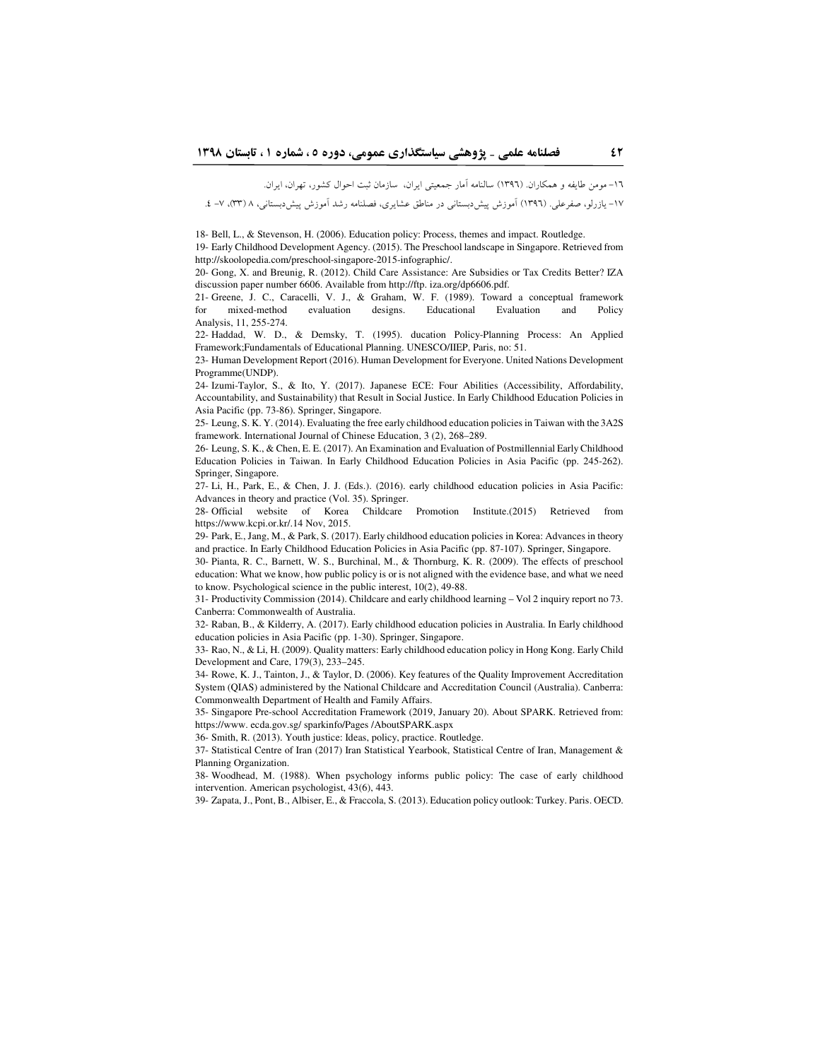۱۶- مومن طایفه و همکاران. (۱۳۹۶) سالنامه آمار جمعیتی ایران، سازمان ثبت احوال کشور، تهران، ایران.

۱۷- یازرلو، صفرعلی. (۱۳۹۶) آموزش پیش‌دبستانی در مناطق عشایری، فصلنامه رشد آموزش پیش‌دبستانی، ۸ (۳۳)، ۷- ٤.

18- Bell, L., & Stevenson, H. (2006). Education policy: Process, themes and impact. Routledge.

19- Early Childhood Development Agency. (2015). The Preschool landscape in Singapore. Retrieved from http://skoolopedia.com/preschool-singapore-2015-infographic/.

20- Gong, X. and Breunig, R. (2012). Child Care Assistance: Are Subsidies or Tax Credits Better? IZA discussion paper number 6606. Available from http://ftp. iza.org/dp6606.pdf.

21- Greene, J. C., Caracelli, V. J., & Graham, W. F. (1989). Toward a conceptual framework for mixed-method evaluation designs. Educational Evaluation and Policy Analysis, 11, 255-274.

22- Haddad, W. D., & Demsky, T. (1995). ducation Policy-Planning Process: An Applied Framework;Fundamentals of Educational Planning. UNESCO/IIEP, Paris, no: 51.

23- Human Development Report (2016). Human Development for Everyone. United Nations Development Programme(UNDP).

24- Izumi-Taylor, S., & Ito, Y. (2017). Japanese ECE: Four Abilities (Accessibility, Affordability, Accountability, and Sustainability) that Result in Social Justice. In Early Childhood Education Policies in Asia Pacific (pp. 73-86). Springer, Singapore.

25- Leung, S. K. Y. (2014). Evaluating the free early childhood education policies in Taiwan with the 3A2S framework. International Journal of Chinese Education, 3 (2), 268–289.

26- Leung, S. K., & Chen, E. E. (2017). An Examination and Evaluation of Postmillennial Early Childhood Education Policies in Taiwan. In Early Childhood Education Policies in Asia Pacific (pp. 245-262). Springer, Singapore.

27- Li, H., Park, E., & Chen, J. J. (Eds.). (2016). early childhood education policies in Asia Pacific: Advances in theory and practice (Vol. 35). Springer.

28- Official website of Korea Childcare Promotion Institute.(2015) Retrieved from https://www.kcpi.or.kr/.14 Nov, 2015.

29- Park, E., Jang, M., & Park, S. (2017). Early childhood education policies in Korea: Advances in theory and practice. In Early Childhood Education Policies in Asia Pacific (pp. 87-107). Springer, Singapore.

30- Pianta, R. C., Barnett, W. S., Burchinal, M., & Thornburg, K. R. (2009). The effects of preschool education: What we know, how public policy is or is not aligned with the evidence base, and what we need to know. Psychological science in the public interest, 10(2), 49-88.

31- Productivity Commission (2014). Childcare and early childhood learning – Vol 2 inquiry report no 73. Canberra: Commonwealth of Australia.

32- Raban, B., & Kilderry, A. (2017). Early childhood education policies in Australia. In Early childhood education policies in Asia Pacific (pp. 1-30). Springer, Singapore.

33- Rao, N., & Li, H. (2009). Quality matters: Early childhood education policy in Hong Kong. Early Child Development and Care, 179(3), 233–245.

34- Rowe, K. J., Tainton, J., & Taylor, D. (2006). Key features of the Quality Improvement Accreditation System (QIAS) administered by the National Childcare and Accreditation Council (Australia). Canberra: Commonwealth Department of Health and Family Affairs.

35- Singapore Pre-school Accreditation Framework (2019, January 20). About SPARK. Retrieved from: https://www. ecda.gov.sg/ sparkinfo/Pages /AboutSPARK.aspx

36- Smith, R. (2013). Youth justice: Ideas, policy, practice. Routledge.

37- Statistical Centre of Iran (2017) Iran Statistical Yearbook, Statistical Centre of Iran, Management & Planning Organization.

38- Woodhead, M. (1988). When psychology informs public policy: The case of early childhood intervention. American psychologist, 43(6), 443.

39- Zapata, J., Pont, B., Albiser, E., & Fraccola, S. (2013). Education policy outlook: Turkey. Paris. OECD.